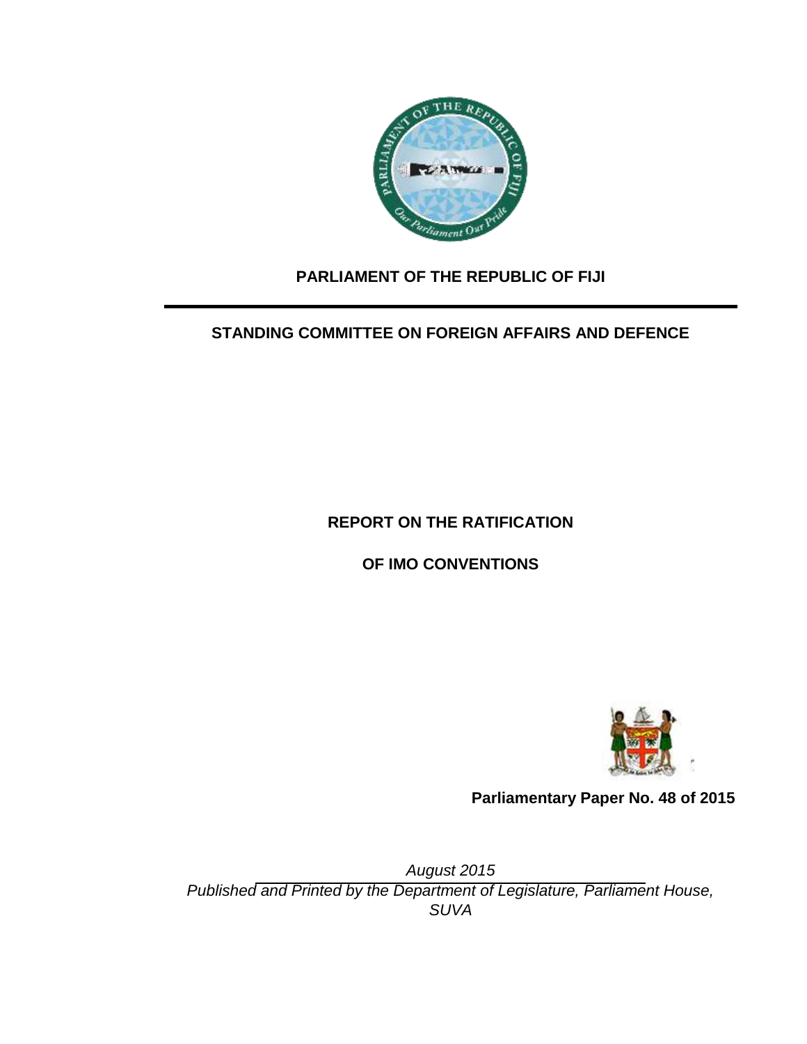**PARLIAMENT OF THE REPUBLIC OF FIJI**

---

**STANDING COMMITTEE ON FOREIGN AFFAIRS AND DEFENCE**

# REPORT ON THE RATIFICATION OF IMO CONVENTIONS

**Parliamentary Paper No. 48 of 2015**

*August 2015*

*Published and Printed by the Department of Legislature, Parliament House, SUVA*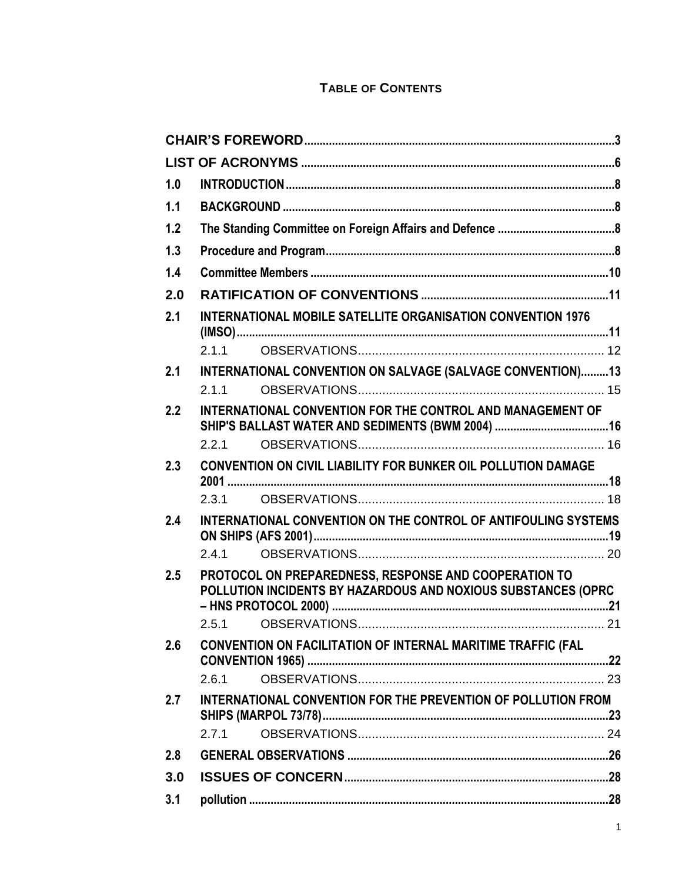**TABLE OF CONTENTS**

| | | |
|---|---|---|
| **CHAIR'S FOREWORD** | | 3 |
| **LIST OF ACRONYMS** | | 6 |
| **1.0** | **INTRODUCTION** | 8 |
| **1.1** | **BACKGROUND** | 8 |
| **1.2** | **The Standing Committee on Foreign Affairs and Defence** | 8 |
| **1.3** | **Procedure and Program** | 8 |
| **1.4** | **Committee Members** | 10 |
| **2.0** | **RATIFICATION OF CONVENTIONS** | 11 |
| **2.1** | **INTERNATIONAL MOBILE SATELLITE ORGANISATION CONVENTION 1976 (IMSO)** | 11 |
| | 2.1.1 OBSERVATIONS | 12 |
| **2.1** | **INTERNATIONAL CONVENTION ON SALVAGE (SALVAGE CONVENTION)** | 13 |
| | 2.1.1 OBSERVATIONS | 15 |
| **2.2** | **INTERNATIONAL CONVENTION FOR THE CONTROL AND MANAGEMENT OF SHIP'S BALLAST WATER AND SEDIMENTS (BWM 2004)** | 16 |
| | 2.2.1 OBSERVATIONS | 16 |
| **2.3** | **CONVENTION ON CIVIL LIABILITY FOR BUNKER OIL POLLUTION DAMAGE 2001** | 18 |
| | 2.3.1 OBSERVATIONS | 18 |
| **2.4** | **INTERNATIONAL CONVENTION ON THE CONTROL OF ANTIFOULING SYSTEMS ON SHIPS (AFS 2001)** | 19 |
| | 2.4.1 OBSERVATIONS | 20 |
| **2.5** | **PROTOCOL ON PREPAREDNESS, RESPONSE AND COOPERATION TO POLLUTION INCIDENTS BY HAZARDOUS AND NOXIOUS SUBSTANCES (OPRC – HNS PROTOCOL 2000)** | 21 |
| | 2.5.1 OBSERVATIONS | 21 |
| **2.6** | **CONVENTION ON FACILITATION OF INTERNAL MARITIME TRAFFIC (FAL CONVENTION 1965)** | 22 |
| | 2.6.1 OBSERVATIONS | 23 |
| **2.7** | **INTERNATIONAL CONVENTION FOR THE PREVENTION OF POLLUTION FROM SHIPS (MARPOL 73/78)** | 23 |
| | 2.7.1 OBSERVATIONS | 24 |
| **2.8** | **GENERAL OBSERVATIONS** | 26 |
| **3.0** | **ISSUES OF CONCERN** | 28 |
| **3.1** | **pollution** | 28 |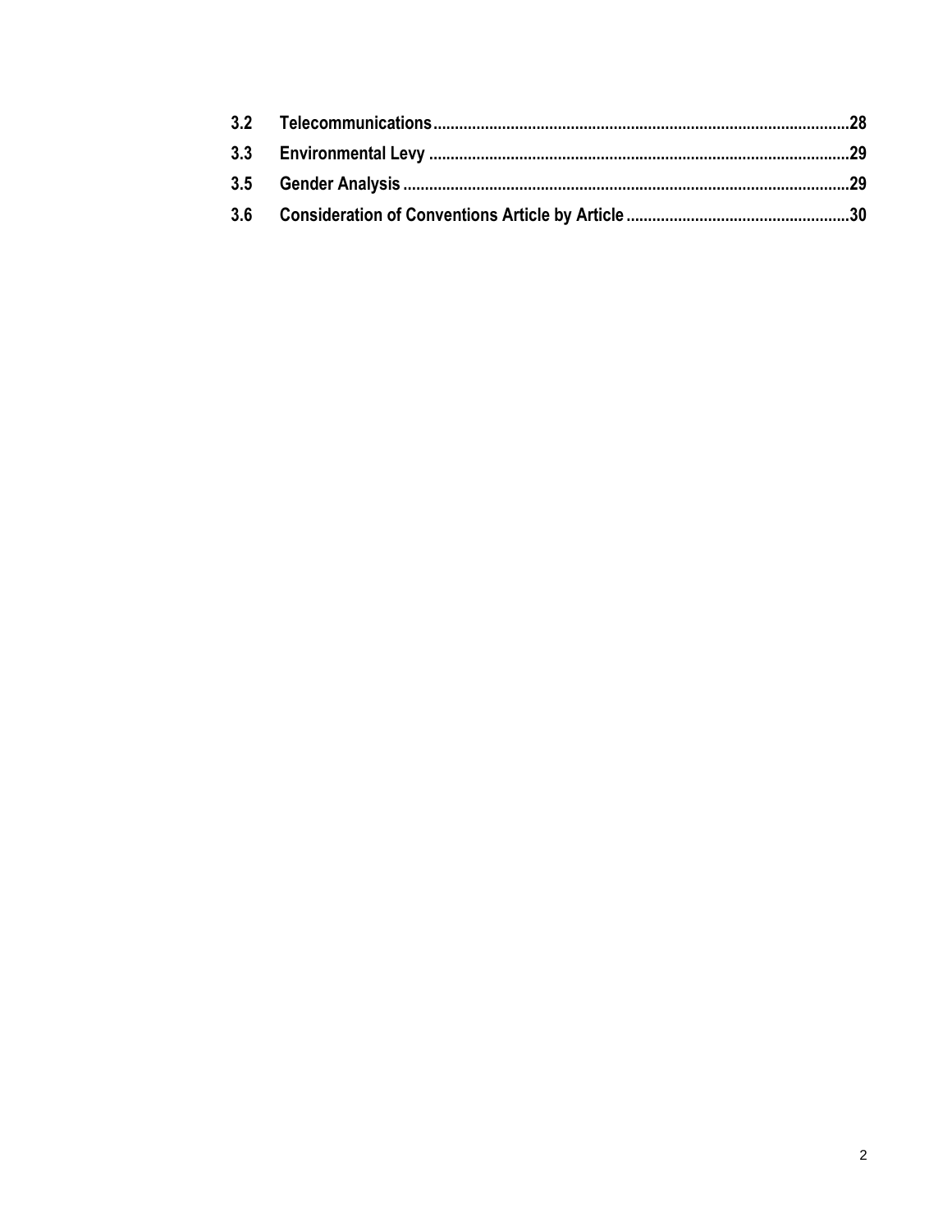3.2 Telecommunications....28

3.3 Environmental Levy ....29

3.5 Gender Analysis ....29

3.6 Consideration of Conventions Article by Article ....30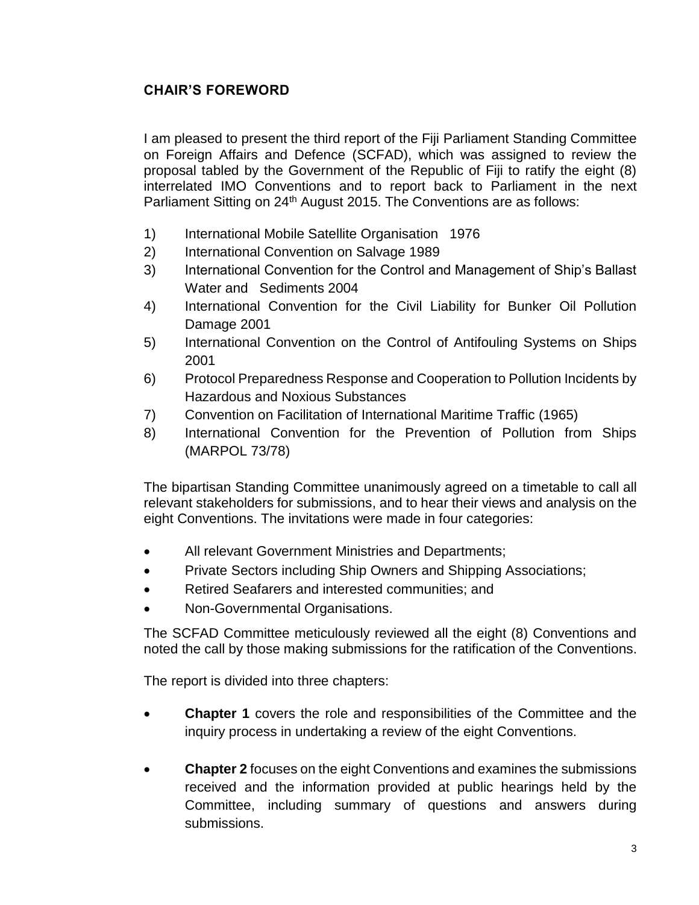## CHAIR'S FOREWORD

I am pleased to present the third report of the Fiji Parliament Standing Committee on Foreign Affairs and Defence (SCFAD), which was assigned to review the proposal tabled by the Government of the Republic of Fiji to ratify the eight (8) interrelated IMO Conventions and to report back to Parliament in the next Parliament Sitting on 24th August 2015. The Conventions are as follows:

1) International Mobile Satellite Organisation 1976
2) International Convention on Salvage 1989
3) International Convention for the Control and Management of Ship's Ballast Water and Sediments 2004
4) International Convention for the Civil Liability for Bunker Oil Pollution Damage 2001
5) International Convention on the Control of Antifouling Systems on Ships 2001
6) Protocol Preparedness Response and Cooperation to Pollution Incidents by Hazardous and Noxious Substances
7) Convention on Facilitation of International Maritime Traffic (1965)
8) International Convention for the Prevention of Pollution from Ships (MARPOL 73/78)

The bipartisan Standing Committee unanimously agreed on a timetable to call all relevant stakeholders for submissions, and to hear their views and analysis on the eight Conventions. The invitations were made in four categories:

- All relevant Government Ministries and Departments;
- Private Sectors including Ship Owners and Shipping Associations;
- Retired Seafarers and interested communities; and
- Non-Governmental Organisations.

The SCFAD Committee meticulously reviewed all the eight (8) Conventions and noted the call by those making submissions for the ratification of the Conventions.

The report is divided into three chapters:

- **Chapter 1** covers the role and responsibilities of the Committee and the inquiry process in undertaking a review of the eight Conventions.

- **Chapter 2** focuses on the eight Conventions and examines the submissions received and the information provided at public hearings held by the Committee, including summary of questions and answers during submissions.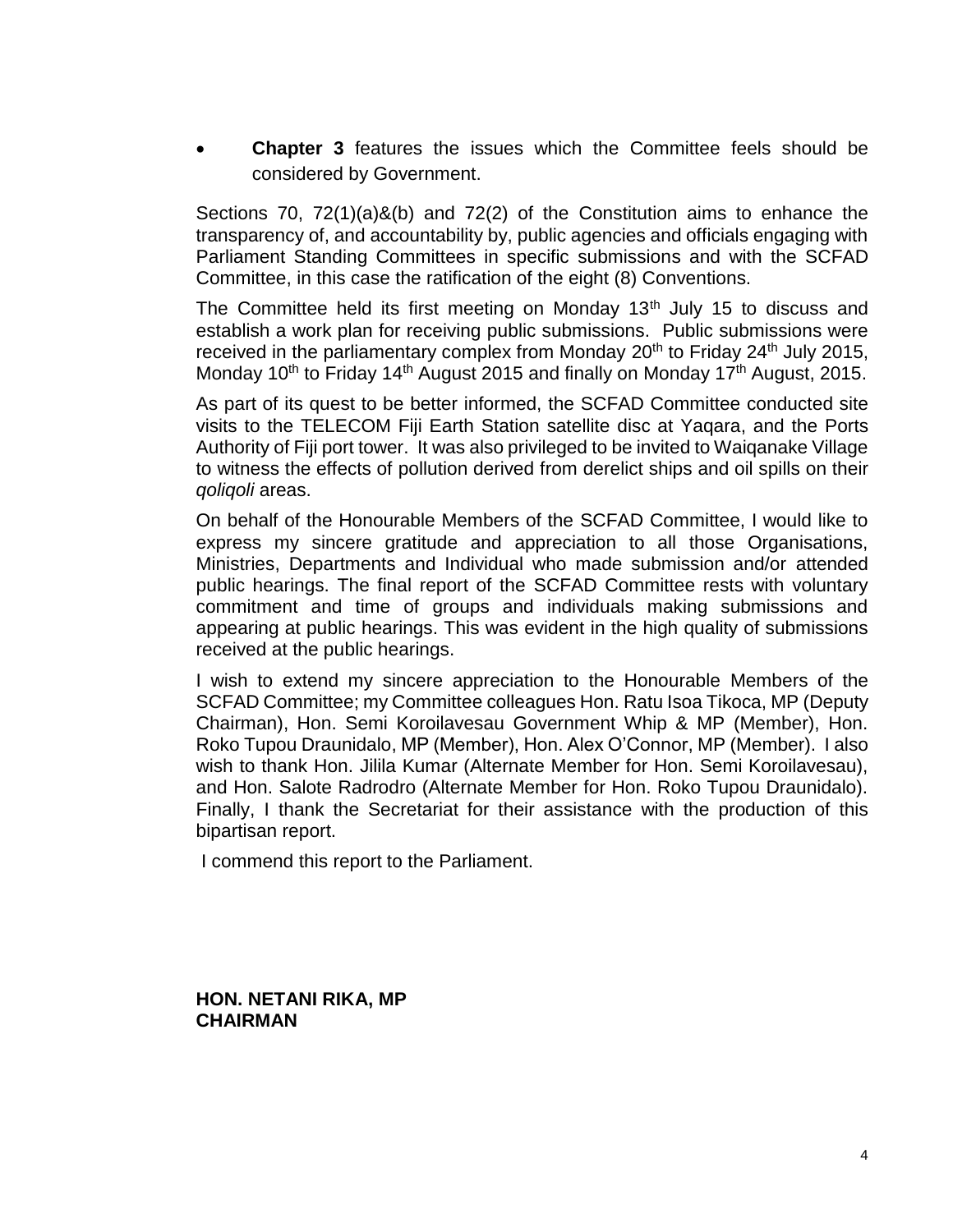- **Chapter 3** features the issues which the Committee feels should be considered by Government.

Sections 70, 72(1)(a)&(b) and 72(2) of the Constitution aims to enhance the transparency of, and accountability by, public agencies and officials engaging with Parliament Standing Committees in specific submissions and with the SCFAD Committee, in this case the ratification of the eight (8) Conventions.

The Committee held its first meeting on Monday 13th July 15 to discuss and establish a work plan for receiving public submissions. Public submissions were received in the parliamentary complex from Monday 20th to Friday 24th July 2015, Monday 10th to Friday 14th August 2015 and finally on Monday 17th August, 2015.

As part of its quest to be better informed, the SCFAD Committee conducted site visits to the TELECOM Fiji Earth Station satellite disc at Yaqara, and the Ports Authority of Fiji port tower. It was also privileged to be invited to Waiqanake Village to witness the effects of pollution derived from derelict ships and oil spills on their *qoliqoli* areas.

On behalf of the Honourable Members of the SCFAD Committee, I would like to express my sincere gratitude and appreciation to all those Organisations, Ministries, Departments and Individual who made submission and/or attended public hearings. The final report of the SCFAD Committee rests with voluntary commitment and time of groups and individuals making submissions and appearing at public hearings. This was evident in the high quality of submissions received at the public hearings.

I wish to extend my sincere appreciation to the Honourable Members of the SCFAD Committee; my Committee colleagues Hon. Ratu Isoa Tikoca, MP (Deputy Chairman), Hon. Semi Koroilavesau Government Whip & MP (Member), Hon. Roko Tupou Draunidalo, MP (Member), Hon. Alex O'Connor, MP (Member). I also wish to thank Hon. Jilila Kumar (Alternate Member for Hon. Semi Koroilavesau), and Hon. Salote Radrodro (Alternate Member for Hon. Roko Tupou Draunidalo). Finally, I thank the Secretariat for their assistance with the production of this bipartisan report.

I commend this report to the Parliament.

**HON. NETANI RIKA, MP**
**CHAIRMAN**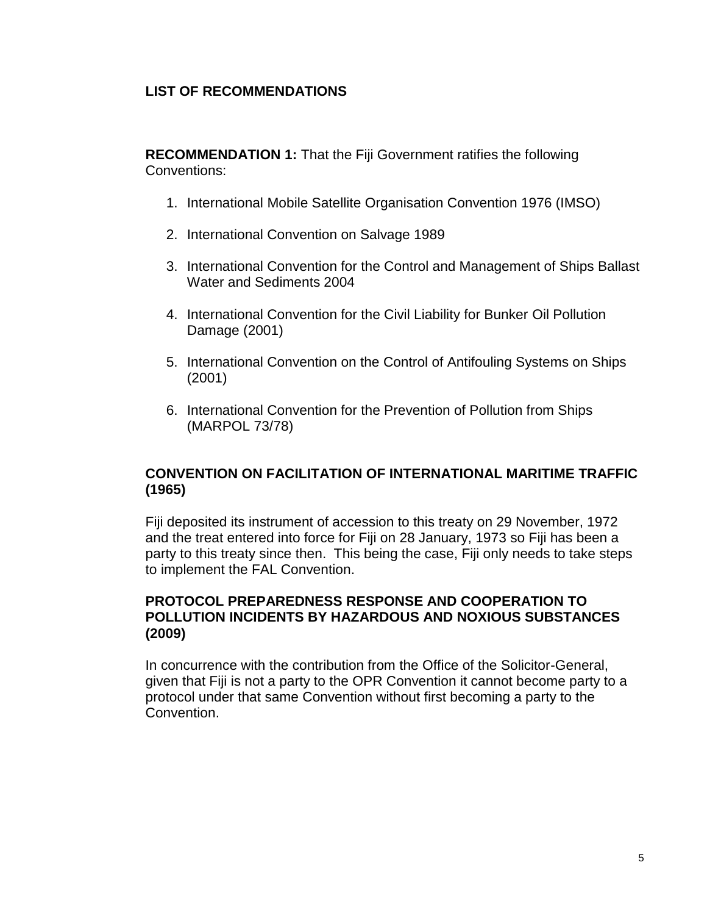## LIST OF RECOMMENDATIONS

**RECOMMENDATION 1:** That the Fiji Government ratifies the following Conventions:

1. International Mobile Satellite Organisation Convention 1976 (IMSO)
2. International Convention on Salvage 1989
3. International Convention for the Control and Management of Ships Ballast Water and Sediments 2004
4. International Convention for the Civil Liability for Bunker Oil Pollution Damage (2001)
5. International Convention on the Control of Antifouling Systems on Ships (2001)
6. International Convention for the Prevention of Pollution from Ships (MARPOL 73/78)

### CONVENTION ON FACILITATION OF INTERNATIONAL MARITIME TRAFFIC (1965)

Fiji deposited its instrument of accession to this treaty on 29 November, 1972 and the treat entered into force for Fiji on 28 January, 1973 so Fiji has been a party to this treaty since then. This being the case, Fiji only needs to take steps to implement the FAL Convention.

### PROTOCOL PREPAREDNESS RESPONSE AND COOPERATION TO POLLUTION INCIDENTS BY HAZARDOUS AND NOXIOUS SUBSTANCES (2009)

In concurrence with the contribution from the Office of the Solicitor-General, given that Fiji is not a party to the OPR Convention it cannot become party to a protocol under that same Convention without first becoming a party to the Convention.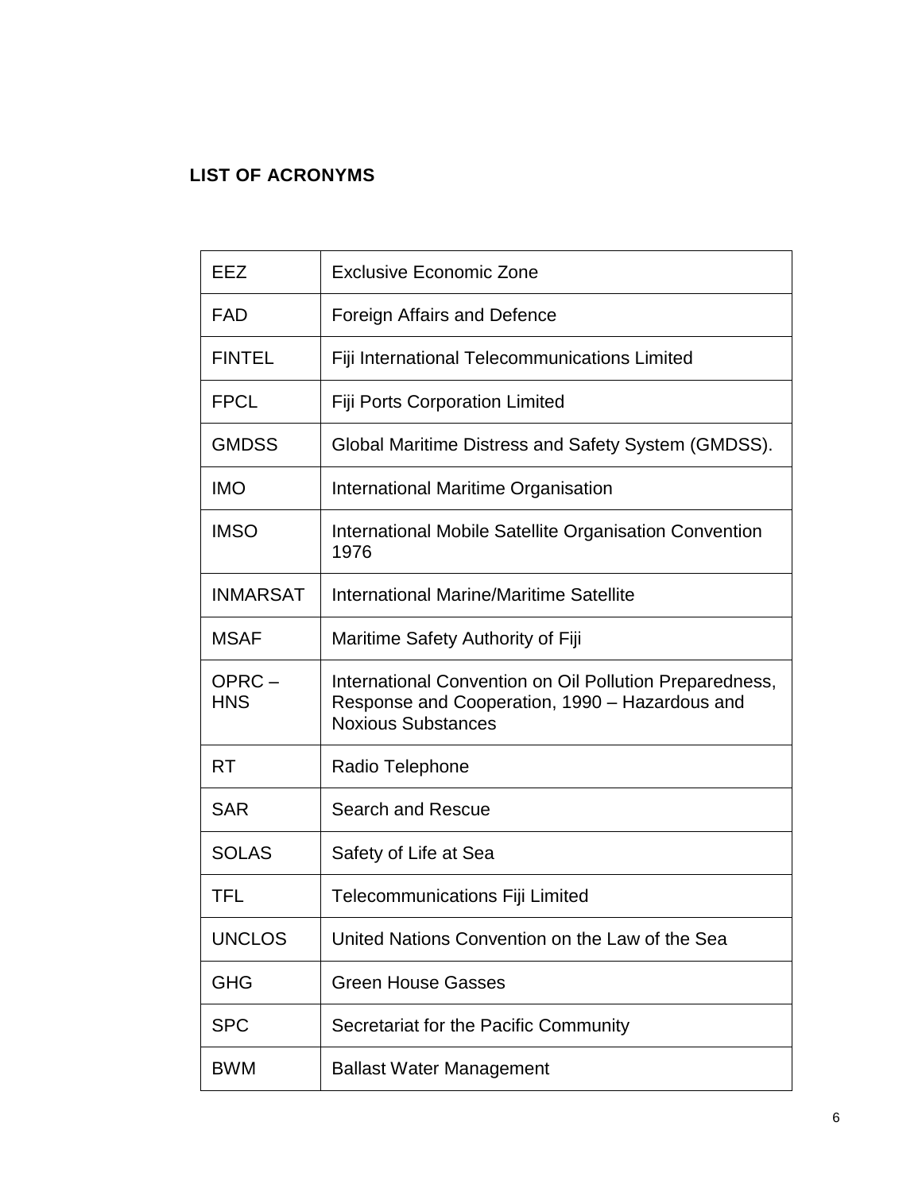## LIST OF ACRONYMS

| | |
|---|---|
| EEZ | Exclusive Economic Zone |
| FAD | Foreign Affairs and Defence |
| FINTEL | Fiji International Telecommunications Limited |
| FPCL | Fiji Ports Corporation Limited |
| GMDSS | Global Maritime Distress and Safety System (GMDSS). |
| IMO | International Maritime Organisation |
| IMSO | International Mobile Satellite Organisation Convention 1976 |
| INMARSAT | International Marine/Maritime Satellite |
| MSAF | Maritime Safety Authority of Fiji |
| OPRC – HNS | International Convention on Oil Pollution Preparedness, Response and Cooperation, 1990 – Hazardous and Noxious Substances |
| RT | Radio Telephone |
| SAR | Search and Rescue |
| SOLAS | Safety of Life at Sea |
| TFL | Telecommunications Fiji Limited |
| UNCLOS | United Nations Convention on the Law of the Sea |
| GHG | Green House Gasses |
| SPC | Secretariat for the Pacific Community |
| BWM | Ballast Water Management |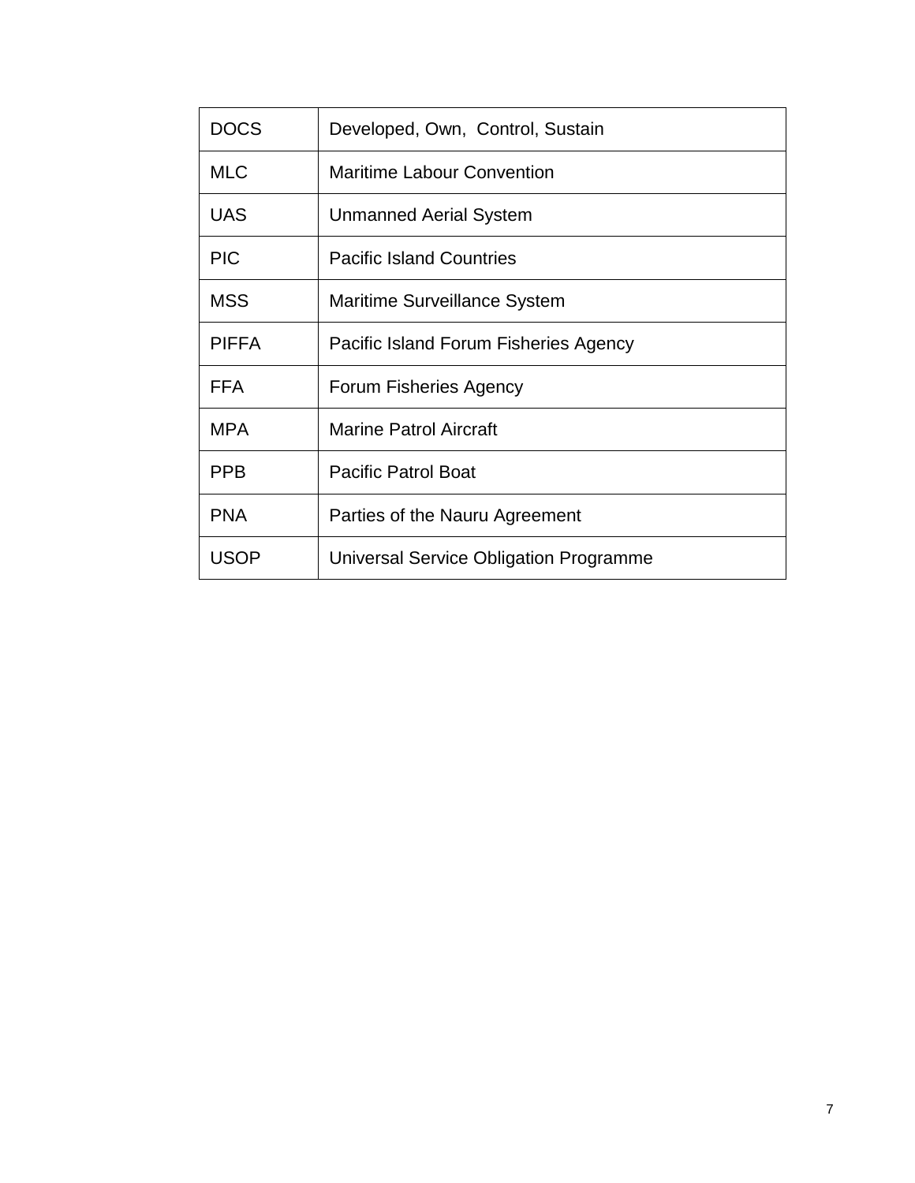| DOCS | Developed, Own,  Control, Sustain |
|---|---|
| MLC | Maritime Labour Convention |
| UAS | Unmanned Aerial System |
| PIC | Pacific Island Countries |
| MSS | Maritime Surveillance System |
| PIFFA | Pacific Island Forum Fisheries Agency |
| FFA | Forum Fisheries Agency |
| MPA | Marine Patrol Aircraft |
| PPB | Pacific Patrol Boat |
| PNA | Parties of the Nauru Agreement |
| USOP | Universal Service Obligation Programme |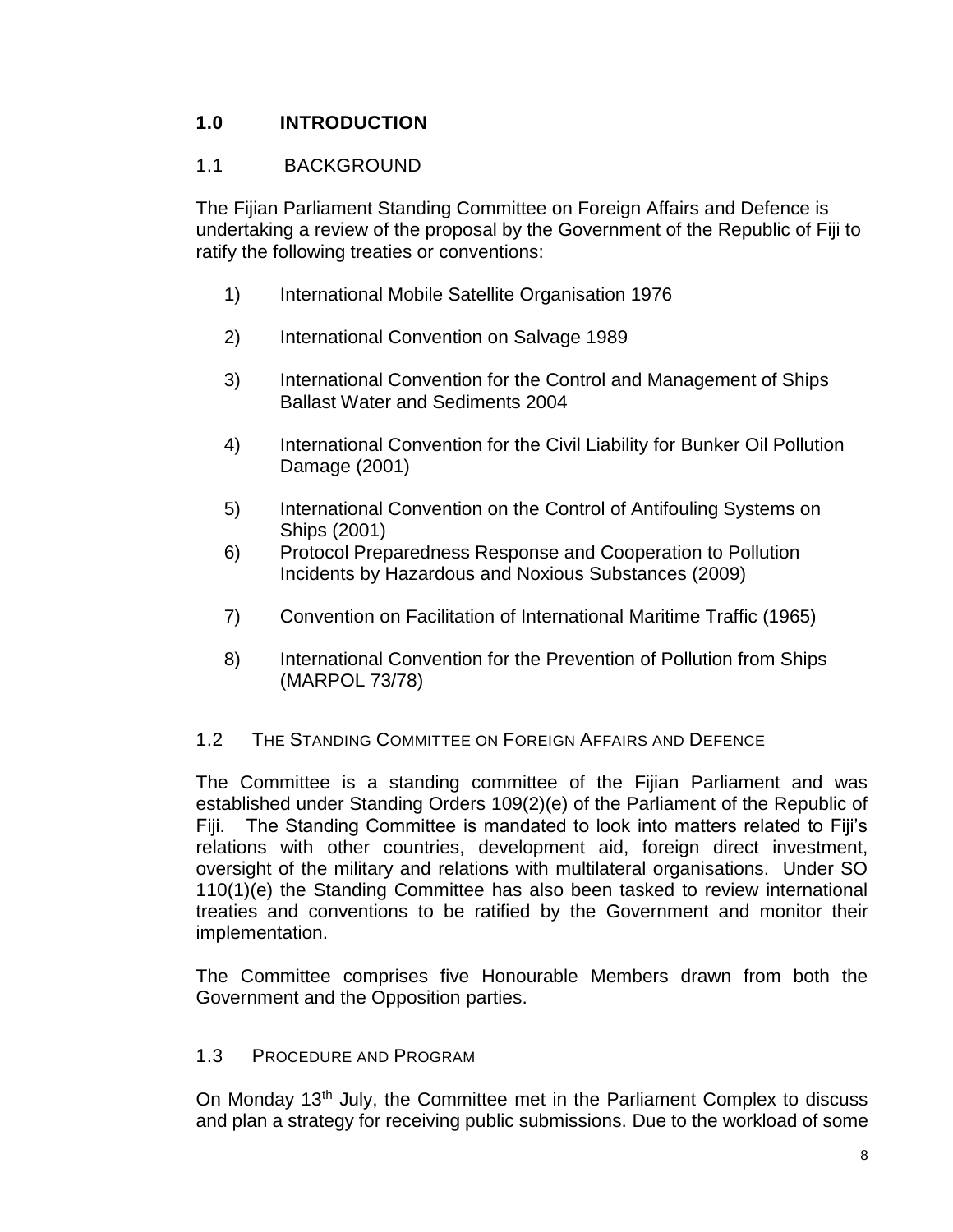## 1.0 INTRODUCTION

### 1.1 BACKGROUND

The Fijian Parliament Standing Committee on Foreign Affairs and Defence is undertaking a review of the proposal by the Government of the Republic of Fiji to ratify the following treaties or conventions:

1) International Mobile Satellite Organisation 1976

2) International Convention on Salvage 1989

3) International Convention for the Control and Management of Ships Ballast Water and Sediments 2004

4) International Convention for the Civil Liability for Bunker Oil Pollution Damage (2001)

5) International Convention on the Control of Antifouling Systems on Ships (2001)

6) Protocol Preparedness Response and Cooperation to Pollution Incidents by Hazardous and Noxious Substances (2009)

7) Convention on Facilitation of International Maritime Traffic (1965)

8) International Convention for the Prevention of Pollution from Ships (MARPOL 73/78)

### 1.2 THE STANDING COMMITTEE ON FOREIGN AFFAIRS AND DEFENCE

The Committee is a standing committee of the Fijian Parliament and was established under Standing Orders 109(2)(e) of the Parliament of the Republic of Fiji. The Standing Committee is mandated to look into matters related to Fiji's relations with other countries, development aid, foreign direct investment, oversight of the military and relations with multilateral organisations. Under SO 110(1)(e) the Standing Committee has also been tasked to review international treaties and conventions to be ratified by the Government and monitor their implementation.

The Committee comprises five Honourable Members drawn from both the Government and the Opposition parties.

### 1.3 PROCEDURE AND PROGRAM

On Monday 13th July, the Committee met in the Parliament Complex to discuss and plan a strategy for receiving public submissions. Due to the workload of some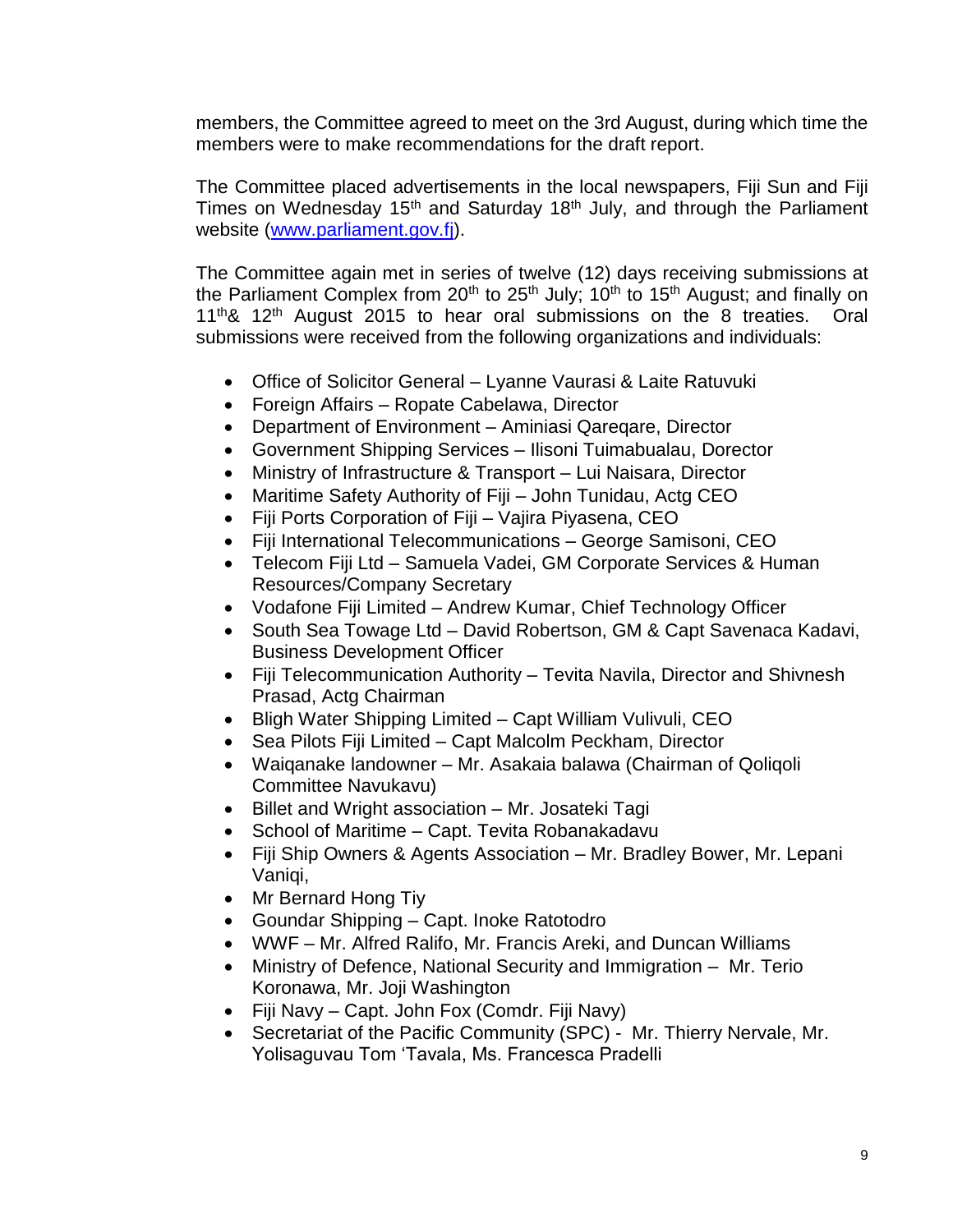members, the Committee agreed to meet on the 3rd August, during which time the members were to make recommendations for the draft report.

The Committee placed advertisements in the local newspapers, Fiji Sun and Fiji Times on Wednesday 15th and Saturday 18th July, and through the Parliament website (www.parliament.gov.fj).

The Committee again met in series of twelve (12) days receiving submissions at the Parliament Complex from 20th to 25th July; 10th to 15th August; and finally on 11th& 12th August 2015 to hear oral submissions on the 8 treaties. Oral submissions were received from the following organizations and individuals:

- Office of Solicitor General – Lyanne Vaurasi & Laite Ratuvuki
- Foreign Affairs – Ropate Cabelawa, Director
- Department of Environment – Aminiasi Qareqare, Director
- Government Shipping Services – Ilisoni Tuimabualau, Dorector
- Ministry of Infrastructure & Transport – Lui Naisara, Director
- Maritime Safety Authority of Fiji – John Tunidau, Actg CEO
- Fiji Ports Corporation of Fiji – Vajira Piyasena, CEO
- Fiji International Telecommunications – George Samisoni, CEO
- Telecom Fiji Ltd – Samuela Vadei, GM Corporate Services & Human Resources/Company Secretary
- Vodafone Fiji Limited – Andrew Kumar, Chief Technology Officer
- South Sea Towage Ltd – David Robertson, GM & Capt Savenaca Kadavi, Business Development Officer
- Fiji Telecommunication Authority – Tevita Navila, Director and Shivnesh Prasad, Actg Chairman
- Bligh Water Shipping Limited – Capt William Vulivuli, CEO
- Sea Pilots Fiji Limited – Capt Malcolm Peckham, Director
- Waiqanake landowner – Mr. Asakaia balawa (Chairman of Qoliqoli Committee Navukavu)
- Billet and Wright association – Mr. Josateki Tagi
- School of Maritime – Capt. Tevita Robanakadavu
- Fiji Ship Owners & Agents Association – Mr. Bradley Bower, Mr. Lepani Vaniqi,
- Mr Bernard Hong Tiy
- Goundar Shipping – Capt. Inoke Ratotodro
- WWF – Mr. Alfred Ralifo, Mr. Francis Areki, and Duncan Williams
- Ministry of Defence, National Security and Immigration – Mr. Terio Koronawa, Mr. Joji Washington
- Fiji Navy – Capt. John Fox (Comdr. Fiji Navy)
- Secretariat of the Pacific Community (SPC) - Mr. Thierry Nervale, Mr. Yolisaguvau Tom 'Tavala, Ms. Francesca Pradelli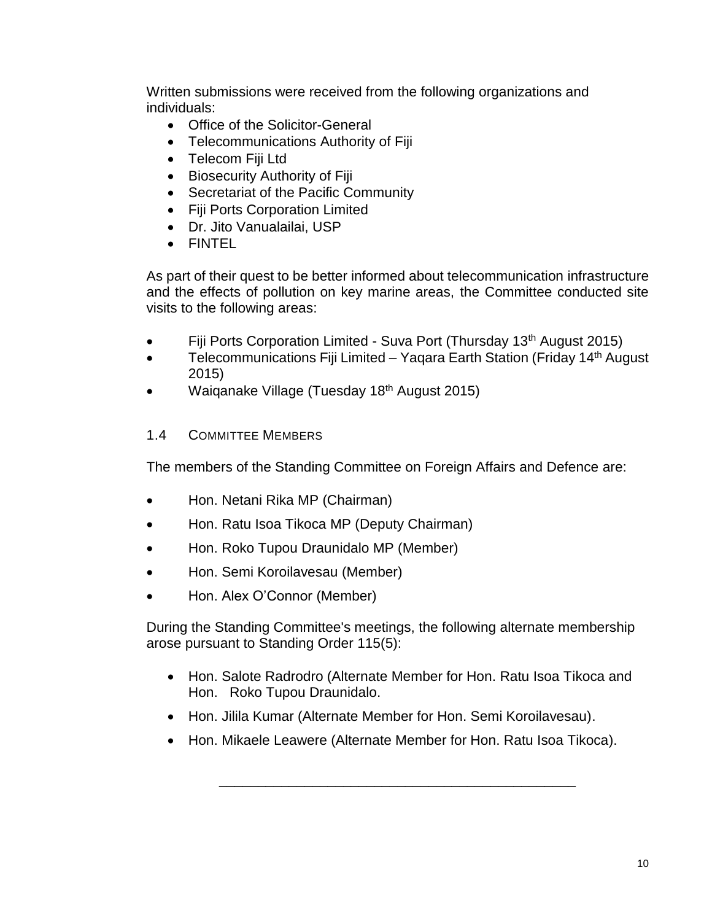Written submissions were received from the following organizations and individuals:

- Office of the Solicitor-General
- Telecommunications Authority of Fiji
- Telecom Fiji Ltd
- Biosecurity Authority of Fiji
- Secretariat of the Pacific Community
- Fiji Ports Corporation Limited
- Dr. Jito Vanualailai, USP
- FINTEL

As part of their quest to be better informed about telecommunication infrastructure and the effects of pollution on key marine areas, the Committee conducted site visits to the following areas:

- Fiji Ports Corporation Limited - Suva Port (Thursday 13th August 2015)
- Telecommunications Fiji Limited – Yaqara Earth Station (Friday 14th August 2015)
- Waiqanake Village (Tuesday 18th August 2015)

### 1.4 Committee Members

The members of the Standing Committee on Foreign Affairs and Defence are:

- Hon. Netani Rika MP (Chairman)
- Hon. Ratu Isoa Tikoca MP (Deputy Chairman)
- Hon. Roko Tupou Draunidalo MP (Member)
- Hon. Semi Koroilavesau (Member)
- Hon. Alex O'Connor (Member)

During the Standing Committee's meetings, the following alternate membership arose pursuant to Standing Order 115(5):

- Hon. Salote Radrodro (Alternate Member for Hon. Ratu Isoa Tikoca and Hon. Roko Tupou Draunidalo.
- Hon. Jilila Kumar (Alternate Member for Hon. Semi Koroilavesau).
- Hon. Mikaele Leawere (Alternate Member for Hon. Ratu Isoa Tikoca).

---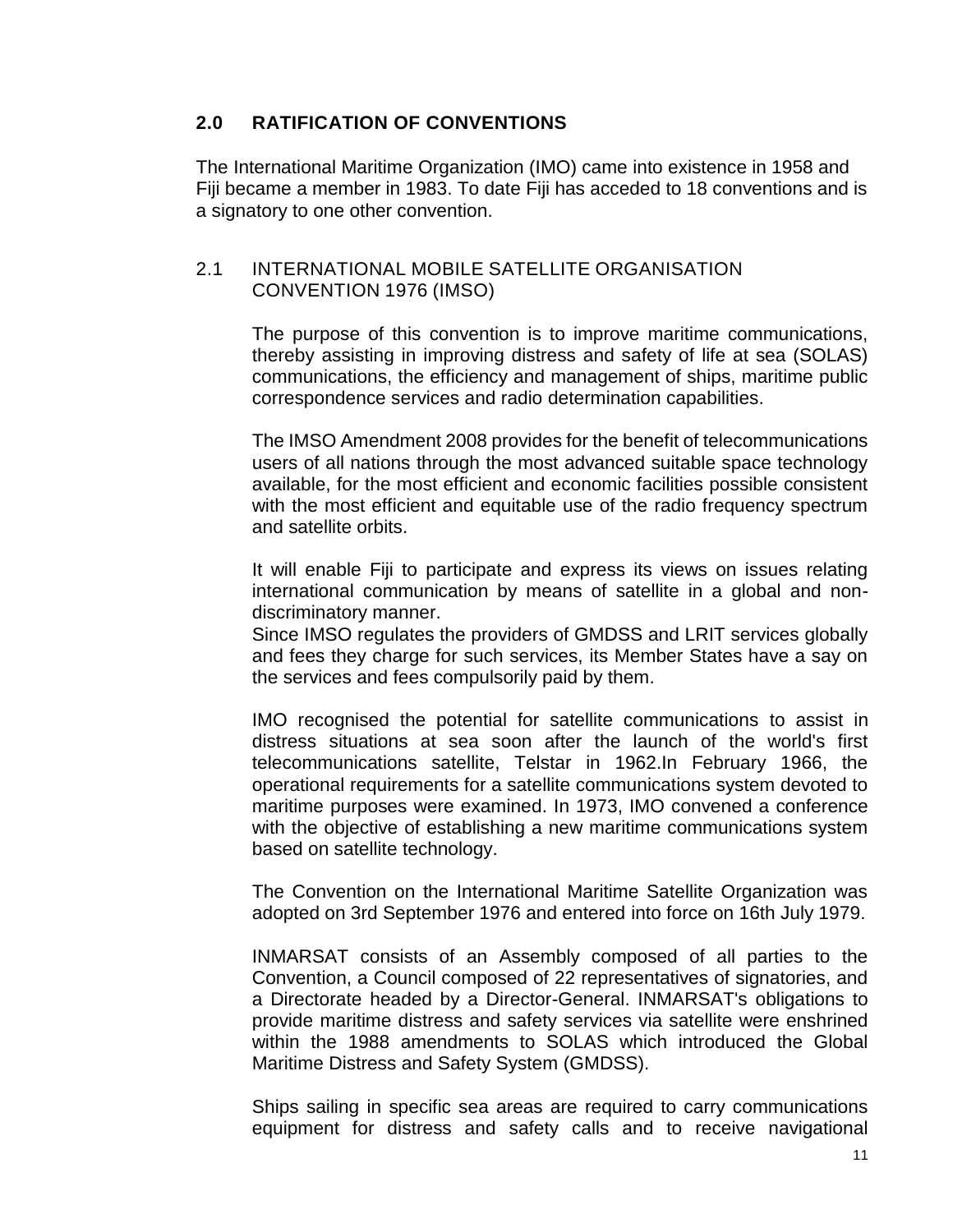## 2.0 RATIFICATION OF CONVENTIONS

The International Maritime Organization (IMO) came into existence in 1958 and Fiji became a member in 1983. To date Fiji has acceded to 18 conventions and is a signatory to one other convention.

### 2.1 INTERNATIONAL MOBILE SATELLITE ORGANISATION CONVENTION 1976 (IMSO)

The purpose of this convention is to improve maritime communications, thereby assisting in improving distress and safety of life at sea (SOLAS) communications, the efficiency and management of ships, maritime public correspondence services and radio determination capabilities.

The IMSO Amendment 2008 provides for the benefit of telecommunications users of all nations through the most advanced suitable space technology available, for the most efficient and economic facilities possible consistent with the most efficient and equitable use of the radio frequency spectrum and satellite orbits.

It will enable Fiji to participate and express its views on issues relating international communication by means of satellite in a global and non-discriminatory manner.
Since IMSO regulates the providers of GMDSS and LRIT services globally and fees they charge for such services, its Member States have a say on the services and fees compulsorily paid by them.

IMO recognised the potential for satellite communications to assist in distress situations at sea soon after the launch of the world's first telecommunications satellite, Telstar in 1962.In February 1966, the operational requirements for a satellite communications system devoted to maritime purposes were examined. In 1973, IMO convened a conference with the objective of establishing a new maritime communications system based on satellite technology.

The Convention on the International Maritime Satellite Organization was adopted on 3rd September 1976 and entered into force on 16th July 1979.

INMARSAT consists of an Assembly composed of all parties to the Convention, a Council composed of 22 representatives of signatories, and a Directorate headed by a Director-General. INMARSAT's obligations to provide maritime distress and safety services via satellite were enshrined within the 1988 amendments to SOLAS which introduced the Global Maritime Distress and Safety System (GMDSS).

Ships sailing in specific sea areas are required to carry communications equipment for distress and safety calls and to receive navigational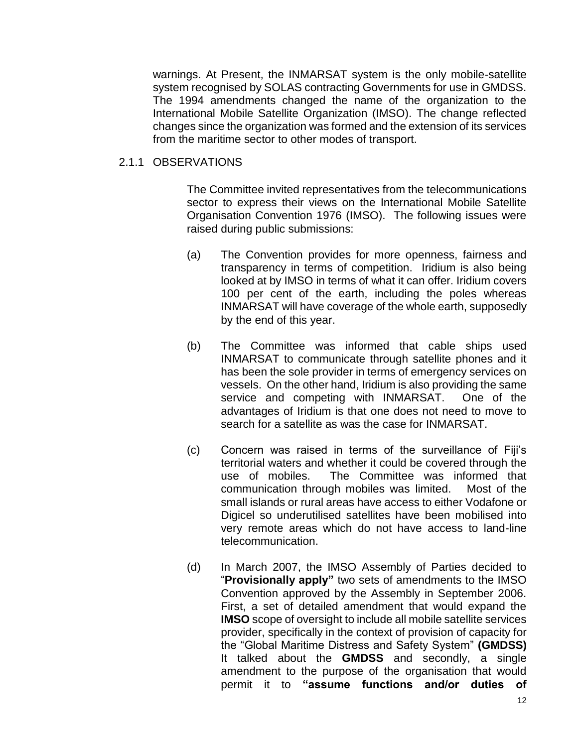warnings. At Present, the INMARSAT system is the only mobile-satellite system recognised by SOLAS contracting Governments for use in GMDSS. The 1994 amendments changed the name of the organization to the International Mobile Satellite Organization (IMSO). The change reflected changes since the organization was formed and the extension of its services from the maritime sector to other modes of transport.

### 2.1.1 OBSERVATIONS

The Committee invited representatives from the telecommunications sector to express their views on the International Mobile Satellite Organisation Convention 1976 (IMSO). The following issues were raised during public submissions:

(a) The Convention provides for more openness, fairness and transparency in terms of competition. Iridium is also being looked at by IMSO in terms of what it can offer. Iridium covers 100 per cent of the earth, including the poles whereas INMARSAT will have coverage of the whole earth, supposedly by the end of this year.

(b) The Committee was informed that cable ships used INMARSAT to communicate through satellite phones and it has been the sole provider in terms of emergency services on vessels. On the other hand, Iridium is also providing the same service and competing with INMARSAT. One of the advantages of Iridium is that one does not need to move to search for a satellite as was the case for INMARSAT.

(c) Concern was raised in terms of the surveillance of Fiji's territorial waters and whether it could be covered through the use of mobiles. The Committee was informed that communication through mobiles was limited. Most of the small islands or rural areas have access to either Vodafone or Digicel so underutilised satellites have been mobilised into very remote areas which do not have access to land-line telecommunication.

(d) In March 2007, the IMSO Assembly of Parties decided to "**Provisionally apply"** two sets of amendments to the IMSO Convention approved by the Assembly in September 2006. First, a set of detailed amendment that would expand the **IMSO** scope of oversight to include all mobile satellite services provider, specifically in the context of provision of capacity for the "Global Maritime Distress and Safety System" **(GMDSS)** It talked about the **GMDSS** and secondly, a single amendment to the purpose of the organisation that would permit it to **"assume functions and/or duties of**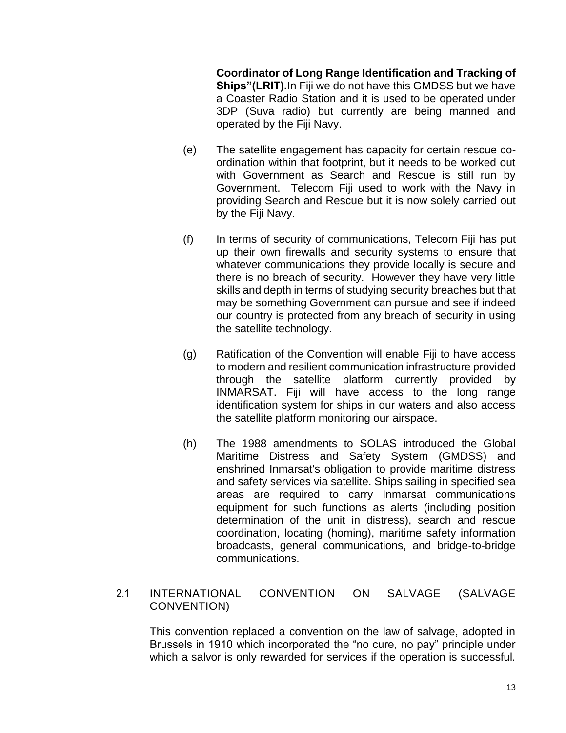**Coordinator of Long Range Identification and Tracking of Ships"(LRIT).**In Fiji we do not have this GMDSS but we have a Coaster Radio Station and it is used to be operated under 3DP (Suva radio) but currently are being manned and operated by the Fiji Navy.

(e) The satellite engagement has capacity for certain rescue co-ordination within that footprint, but it needs to be worked out with Government as Search and Rescue is still run by Government. Telecom Fiji used to work with the Navy in providing Search and Rescue but it is now solely carried out by the Fiji Navy.

(f) In terms of security of communications, Telecom Fiji has put up their own firewalls and security systems to ensure that whatever communications they provide locally is secure and there is no breach of security. However they have very little skills and depth in terms of studying security breaches but that may be something Government can pursue and see if indeed our country is protected from any breach of security in using the satellite technology.

(g) Ratification of the Convention will enable Fiji to have access to modern and resilient communication infrastructure provided through the satellite platform currently provided by INMARSAT. Fiji will have access to the long range identification system for ships in our waters and also access the satellite platform monitoring our airspace.

(h) The 1988 amendments to SOLAS introduced the Global Maritime Distress and Safety System (GMDSS) and enshrined Inmarsat's obligation to provide maritime distress and safety services via satellite. Ships sailing in specified sea areas are required to carry Inmarsat communications equipment for such functions as alerts (including position determination of the unit in distress), search and rescue coordination, locating (homing), maritime safety information broadcasts, general communications, and bridge-to-bridge communications.

## 2.1 INTERNATIONAL CONVENTION ON SALVAGE (SALVAGE CONVENTION)

This convention replaced a convention on the law of salvage, adopted in Brussels in 1910 which incorporated the "no cure, no pay" principle under which a salvor is only rewarded for services if the operation is successful.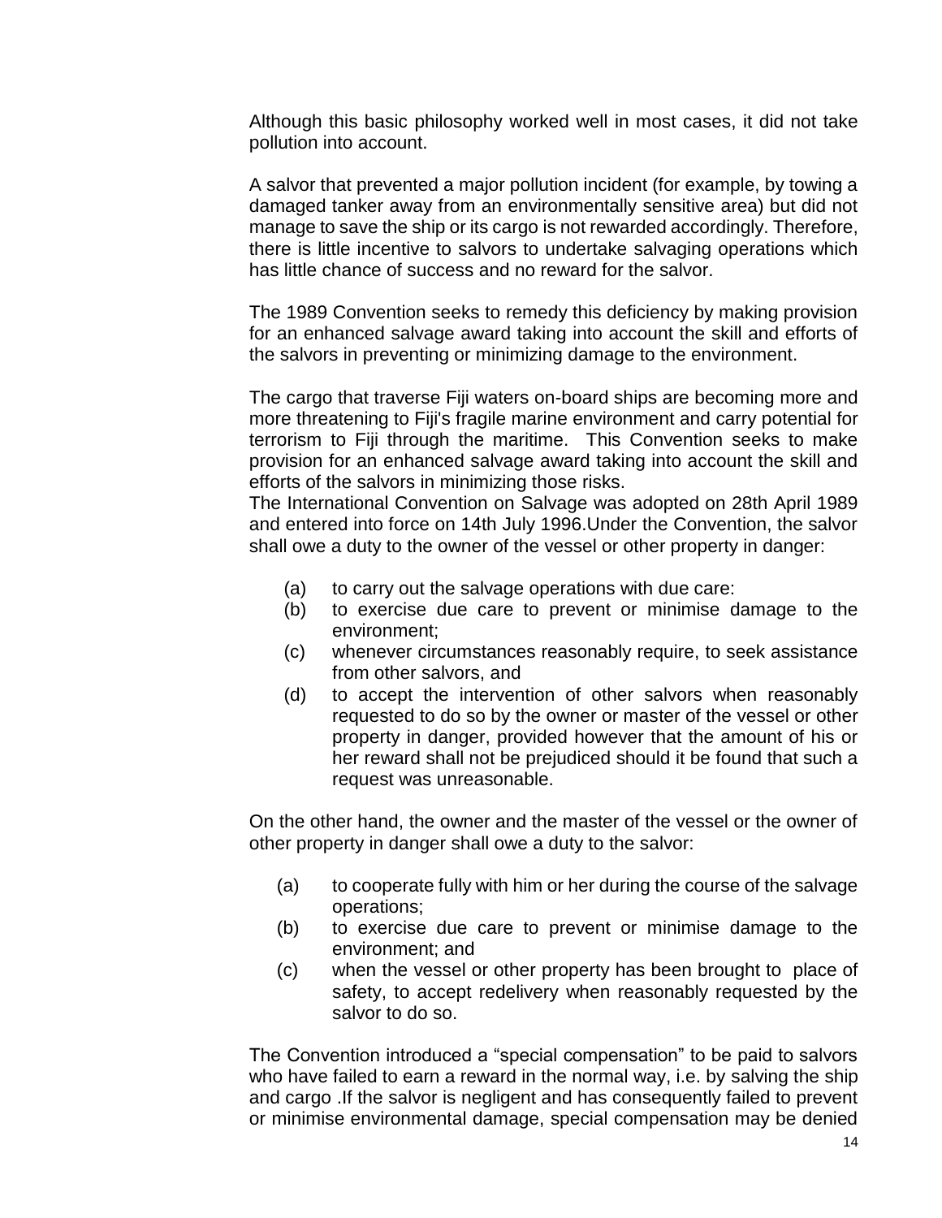Although this basic philosophy worked well in most cases, it did not take pollution into account.

A salvor that prevented a major pollution incident (for example, by towing a damaged tanker away from an environmentally sensitive area) but did not manage to save the ship or its cargo is not rewarded accordingly. Therefore, there is little incentive to salvors to undertake salvaging operations which has little chance of success and no reward for the salvor.

The 1989 Convention seeks to remedy this deficiency by making provision for an enhanced salvage award taking into account the skill and efforts of the salvors in preventing or minimizing damage to the environment.

The cargo that traverse Fiji waters on-board ships are becoming more and more threatening to Fiji's fragile marine environment and carry potential for terrorism to Fiji through the maritime. This Convention seeks to make provision for an enhanced salvage award taking into account the skill and efforts of the salvors in minimizing those risks.
The International Convention on Salvage was adopted on 28th April 1989 and entered into force on 14th July 1996.Under the Convention, the salvor shall owe a duty to the owner of the vessel or other property in danger:

(a) to carry out the salvage operations with due care:
(b) to exercise due care to prevent or minimise damage to the environment;
(c) whenever circumstances reasonably require, to seek assistance from other salvors, and
(d) to accept the intervention of other salvors when reasonably requested to do so by the owner or master of the vessel or other property in danger, provided however that the amount of his or her reward shall not be prejudiced should it be found that such a request was unreasonable.

On the other hand, the owner and the master of the vessel or the owner of other property in danger shall owe a duty to the salvor:

(a) to cooperate fully with him or her during the course of the salvage operations;
(b) to exercise due care to prevent or minimise damage to the environment; and
(c) when the vessel or other property has been brought to place of safety, to accept redelivery when reasonably requested by the salvor to do so.

The Convention introduced a "special compensation" to be paid to salvors who have failed to earn a reward in the normal way, i.e. by salving the ship and cargo .If the salvor is negligent and has consequently failed to prevent or minimise environmental damage, special compensation may be denied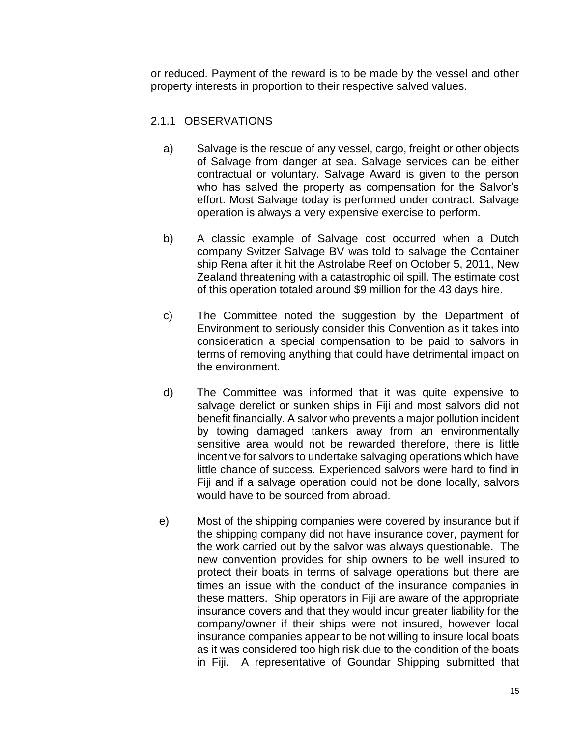or reduced. Payment of the reward is to be made by the vessel and other property interests in proportion to their respective salved values.

### 2.1.1 OBSERVATIONS

a) Salvage is the rescue of any vessel, cargo, freight or other objects of Salvage from danger at sea. Salvage services can be either contractual or voluntary. Salvage Award is given to the person who has salved the property as compensation for the Salvor's effort. Most Salvage today is performed under contract. Salvage operation is always a very expensive exercise to perform.

b) A classic example of Salvage cost occurred when a Dutch company Svitzer Salvage BV was told to salvage the Container ship Rena after it hit the Astrolabe Reef on October 5, 2011, New Zealand threatening with a catastrophic oil spill. The estimate cost of this operation totaled around $9 million for the 43 days hire.

c) The Committee noted the suggestion by the Department of Environment to seriously consider this Convention as it takes into consideration a special compensation to be paid to salvors in terms of removing anything that could have detrimental impact on the environment.

d) The Committee was informed that it was quite expensive to salvage derelict or sunken ships in Fiji and most salvors did not benefit financially. A salvor who prevents a major pollution incident by towing damaged tankers away from an environmentally sensitive area would not be rewarded therefore, there is little incentive for salvors to undertake salvaging operations which have little chance of success. Experienced salvors were hard to find in Fiji and if a salvage operation could not be done locally, salvors would have to be sourced from abroad.

e) Most of the shipping companies were covered by insurance but if the shipping company did not have insurance cover, payment for the work carried out by the salvor was always questionable. The new convention provides for ship owners to be well insured to protect their boats in terms of salvage operations but there are times an issue with the conduct of the insurance companies in these matters. Ship operators in Fiji are aware of the appropriate insurance covers and that they would incur greater liability for the company/owner if their ships were not insured, however local insurance companies appear to be not willing to insure local boats as it was considered too high risk due to the condition of the boats in Fiji. A representative of Goundar Shipping submitted that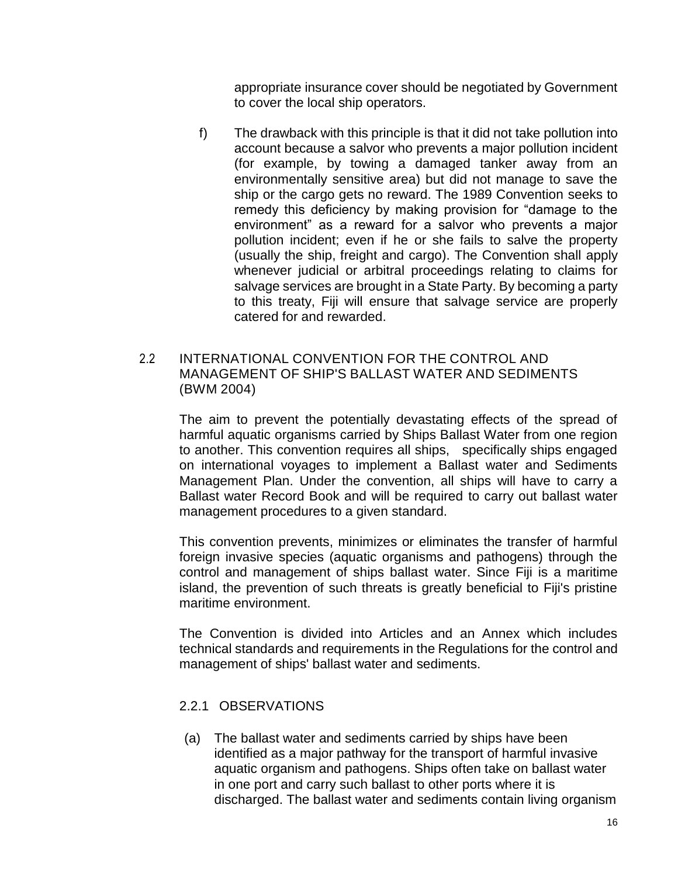appropriate insurance cover should be negotiated by Government to cover the local ship operators.

f) The drawback with this principle is that it did not take pollution into account because a salvor who prevents a major pollution incident (for example, by towing a damaged tanker away from an environmentally sensitive area) but did not manage to save the ship or the cargo gets no reward. The 1989 Convention seeks to remedy this deficiency by making provision for "damage to the environment" as a reward for a salvor who prevents a major pollution incident; even if he or she fails to salve the property (usually the ship, freight and cargo). The Convention shall apply whenever judicial or arbitral proceedings relating to claims for salvage services are brought in a State Party. By becoming a party to this treaty, Fiji will ensure that salvage service are properly catered for and rewarded.

## 2.2 INTERNATIONAL CONVENTION FOR THE CONTROL AND MANAGEMENT OF SHIP'S BALLAST WATER AND SEDIMENTS (BWM 2004)

The aim to prevent the potentially devastating effects of the spread of harmful aquatic organisms carried by Ships Ballast Water from one region to another. This convention requires all ships, specifically ships engaged on international voyages to implement a Ballast water and Sediments Management Plan. Under the convention, all ships will have to carry a Ballast water Record Book and will be required to carry out ballast water management procedures to a given standard.

This convention prevents, minimizes or eliminates the transfer of harmful foreign invasive species (aquatic organisms and pathogens) through the control and management of ships ballast water. Since Fiji is a maritime island, the prevention of such threats is greatly beneficial to Fiji's pristine maritime environment.

The Convention is divided into Articles and an Annex which includes technical standards and requirements in the Regulations for the control and management of ships' ballast water and sediments.

### 2.2.1 OBSERVATIONS

(a) The ballast water and sediments carried by ships have been identified as a major pathway for the transport of harmful invasive aquatic organism and pathogens. Ships often take on ballast water in one port and carry such ballast to other ports where it is discharged. The ballast water and sediments contain living organism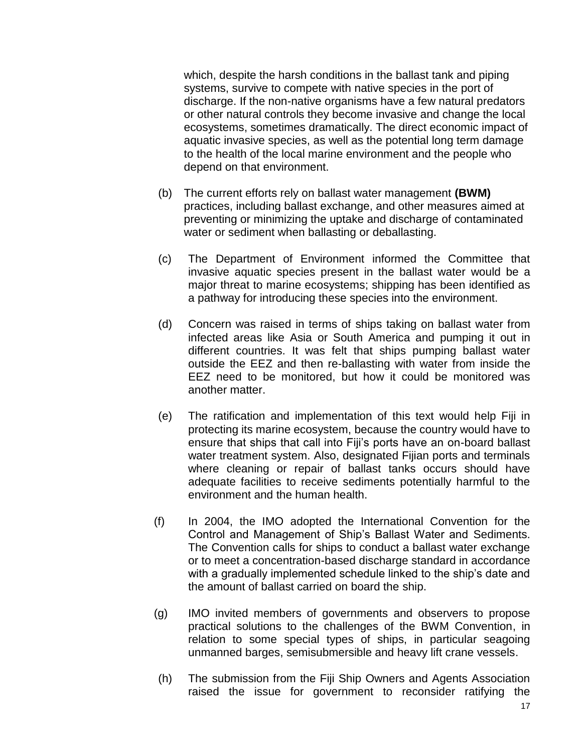which, despite the harsh conditions in the ballast tank and piping systems, survive to compete with native species in the port of discharge. If the non-native organisms have a few natural predators or other natural controls they become invasive and change the local ecosystems, sometimes dramatically. The direct economic impact of aquatic invasive species, as well as the potential long term damage to the health of the local marine environment and the people who depend on that environment.

(b) The current efforts rely on ballast water management **(BWM)** practices, including ballast exchange, and other measures aimed at preventing or minimizing the uptake and discharge of contaminated water or sediment when ballasting or deballasting.

(c) The Department of Environment informed the Committee that invasive aquatic species present in the ballast water would be a major threat to marine ecosystems; shipping has been identified as a pathway for introducing these species into the environment.

(d) Concern was raised in terms of ships taking on ballast water from infected areas like Asia or South America and pumping it out in different countries. It was felt that ships pumping ballast water outside the EEZ and then re-ballasting with water from inside the EEZ need to be monitored, but how it could be monitored was another matter.

(e) The ratification and implementation of this text would help Fiji in protecting its marine ecosystem, because the country would have to ensure that ships that call into Fiji's ports have an on-board ballast water treatment system. Also, designated Fijian ports and terminals where cleaning or repair of ballast tanks occurs should have adequate facilities to receive sediments potentially harmful to the environment and the human health.

(f) In 2004, the IMO adopted the International Convention for the Control and Management of Ship's Ballast Water and Sediments. The Convention calls for ships to conduct a ballast water exchange or to meet a concentration-based discharge standard in accordance with a gradually implemented schedule linked to the ship's date and the amount of ballast carried on board the ship.

(g) IMO invited members of governments and observers to propose practical solutions to the challenges of the BWM Convention, in relation to some special types of ships, in particular seagoing unmanned barges, semisubmersible and heavy lift crane vessels.

(h) The submission from the Fiji Ship Owners and Agents Association raised the issue for government to reconsider ratifying the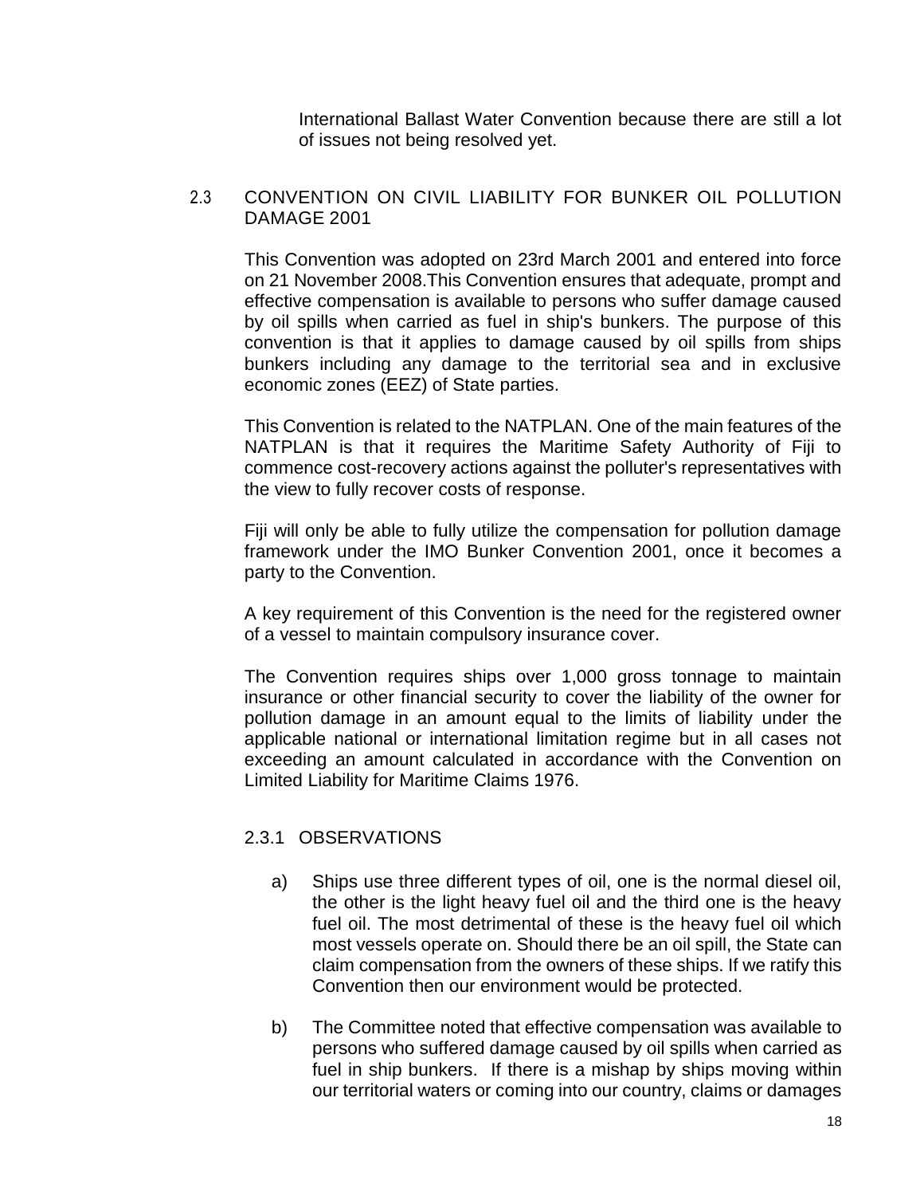International Ballast Water Convention because there are still a lot of issues not being resolved yet.

## 2.3 CONVENTION ON CIVIL LIABILITY FOR BUNKER OIL POLLUTION DAMAGE 2001

This Convention was adopted on 23rd March 2001 and entered into force on 21 November 2008.This Convention ensures that adequate, prompt and effective compensation is available to persons who suffer damage caused by oil spills when carried as fuel in ship's bunkers. The purpose of this convention is that it applies to damage caused by oil spills from ships bunkers including any damage to the territorial sea and in exclusive economic zones (EEZ) of State parties.

This Convention is related to the NATPLAN. One of the main features of the NATPLAN is that it requires the Maritime Safety Authority of Fiji to commence cost-recovery actions against the polluter's representatives with the view to fully recover costs of response.

Fiji will only be able to fully utilize the compensation for pollution damage framework under the IMO Bunker Convention 2001, once it becomes a party to the Convention.

A key requirement of this Convention is the need for the registered owner of a vessel to maintain compulsory insurance cover.

The Convention requires ships over 1,000 gross tonnage to maintain insurance or other financial security to cover the liability of the owner for pollution damage in an amount equal to the limits of liability under the applicable national or international limitation regime but in all cases not exceeding an amount calculated in accordance with the Convention on Limited Liability for Maritime Claims 1976.

### 2.3.1 OBSERVATIONS

a) Ships use three different types of oil, one is the normal diesel oil, the other is the light heavy fuel oil and the third one is the heavy fuel oil. The most detrimental of these is the heavy fuel oil which most vessels operate on. Should there be an oil spill, the State can claim compensation from the owners of these ships. If we ratify this Convention then our environment would be protected.

b) The Committee noted that effective compensation was available to persons who suffered damage caused by oil spills when carried as fuel in ship bunkers. If there is a mishap by ships moving within our territorial waters or coming into our country, claims or damages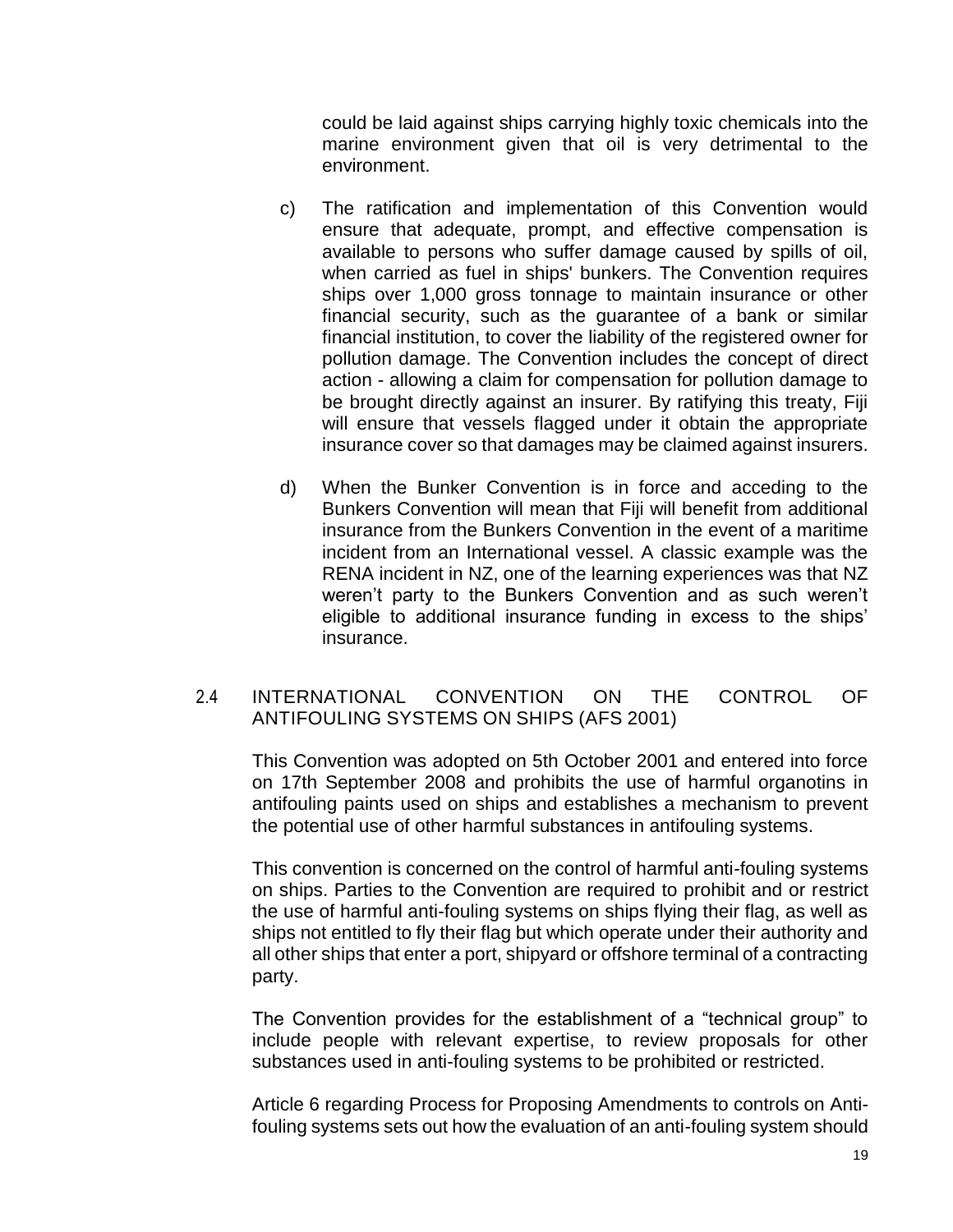could be laid against ships carrying highly toxic chemicals into the marine environment given that oil is very detrimental to the environment.

c) The ratification and implementation of this Convention would ensure that adequate, prompt, and effective compensation is available to persons who suffer damage caused by spills of oil, when carried as fuel in ships' bunkers. The Convention requires ships over 1,000 gross tonnage to maintain insurance or other financial security, such as the guarantee of a bank or similar financial institution, to cover the liability of the registered owner for pollution damage. The Convention includes the concept of direct action - allowing a claim for compensation for pollution damage to be brought directly against an insurer. By ratifying this treaty, Fiji will ensure that vessels flagged under it obtain the appropriate insurance cover so that damages may be claimed against insurers.

d) When the Bunker Convention is in force and acceding to the Bunkers Convention will mean that Fiji will benefit from additional insurance from the Bunkers Convention in the event of a maritime incident from an International vessel. A classic example was the RENA incident in NZ, one of the learning experiences was that NZ weren't party to the Bunkers Convention and as such weren't eligible to additional insurance funding in excess to the ships' insurance.

## 2.4 INTERNATIONAL CONVENTION ON THE CONTROL OF ANTIFOULING SYSTEMS ON SHIPS (AFS 2001)

This Convention was adopted on 5th October 2001 and entered into force on 17th September 2008 and prohibits the use of harmful organotins in antifouling paints used on ships and establishes a mechanism to prevent the potential use of other harmful substances in antifouling systems.

This convention is concerned on the control of harmful anti-fouling systems on ships. Parties to the Convention are required to prohibit and or restrict the use of harmful anti-fouling systems on ships flying their flag, as well as ships not entitled to fly their flag but which operate under their authority and all other ships that enter a port, shipyard or offshore terminal of a contracting party.

The Convention provides for the establishment of a "technical group" to include people with relevant expertise, to review proposals for other substances used in anti-fouling systems to be prohibited or restricted.

Article 6 regarding Process for Proposing Amendments to controls on Anti-fouling systems sets out how the evaluation of an anti-fouling system should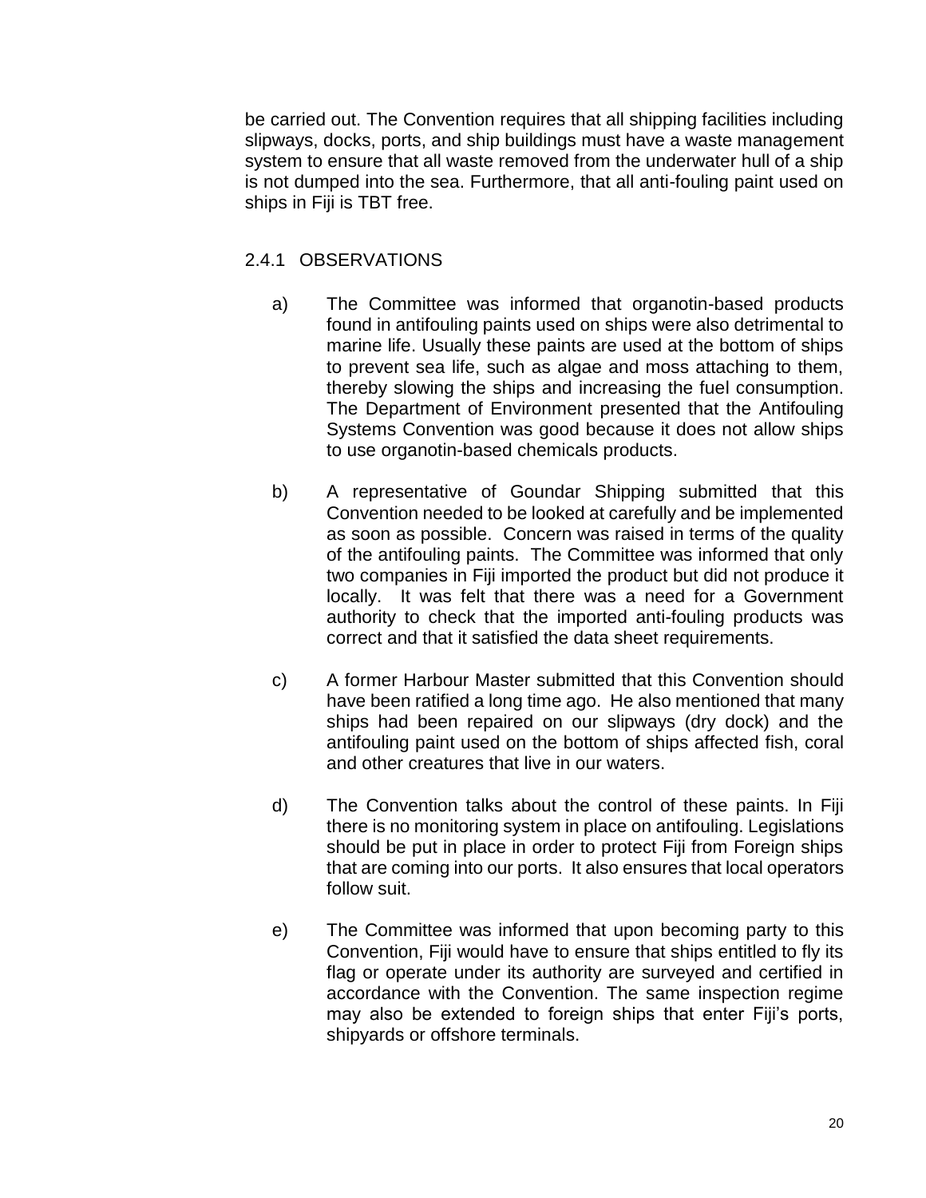be carried out. The Convention requires that all shipping facilities including slipways, docks, ports, and ship buildings must have a waste management system to ensure that all waste removed from the underwater hull of a ship is not dumped into the sea. Furthermore, that all anti-fouling paint used on ships in Fiji is TBT free.

### 2.4.1 OBSERVATIONS

a) The Committee was informed that organotin-based products found in antifouling paints used on ships were also detrimental to marine life. Usually these paints are used at the bottom of ships to prevent sea life, such as algae and moss attaching to them, thereby slowing the ships and increasing the fuel consumption. The Department of Environment presented that the Antifouling Systems Convention was good because it does not allow ships to use organotin-based chemicals products.

b) A representative of Goundar Shipping submitted that this Convention needed to be looked at carefully and be implemented as soon as possible. Concern was raised in terms of the quality of the antifouling paints. The Committee was informed that only two companies in Fiji imported the product but did not produce it locally. It was felt that there was a need for a Government authority to check that the imported anti-fouling products was correct and that it satisfied the data sheet requirements.

c) A former Harbour Master submitted that this Convention should have been ratified a long time ago. He also mentioned that many ships had been repaired on our slipways (dry dock) and the antifouling paint used on the bottom of ships affected fish, coral and other creatures that live in our waters.

d) The Convention talks about the control of these paints. In Fiji there is no monitoring system in place on antifouling. Legislations should be put in place in order to protect Fiji from Foreign ships that are coming into our ports. It also ensures that local operators follow suit.

e) The Committee was informed that upon becoming party to this Convention, Fiji would have to ensure that ships entitled to fly its flag or operate under its authority are surveyed and certified in accordance with the Convention. The same inspection regime may also be extended to foreign ships that enter Fiji's ports, shipyards or offshore terminals.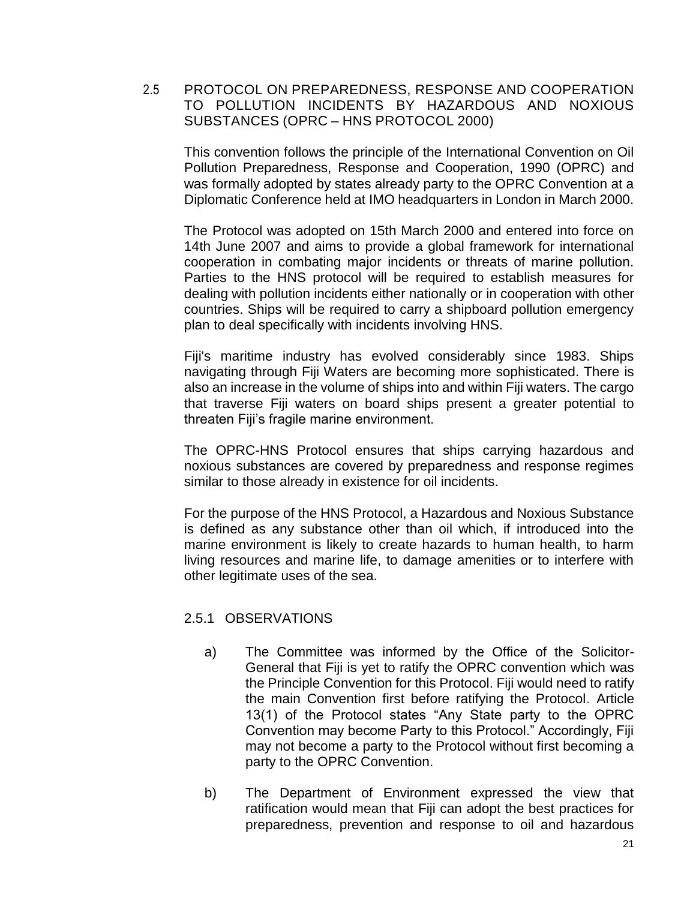## 2.5 PROTOCOL ON PREPAREDNESS, RESPONSE AND COOPERATION TO POLLUTION INCIDENTS BY HAZARDOUS AND NOXIOUS SUBSTANCES (OPRC – HNS PROTOCOL 2000)

This convention follows the principle of the International Convention on Oil Pollution Preparedness, Response and Cooperation, 1990 (OPRC) and was formally adopted by states already party to the OPRC Convention at a Diplomatic Conference held at IMO headquarters in London in March 2000.

The Protocol was adopted on 15th March 2000 and entered into force on 14th June 2007 and aims to provide a global framework for international cooperation in combating major incidents or threats of marine pollution. Parties to the HNS protocol will be required to establish measures for dealing with pollution incidents either nationally or in cooperation with other countries. Ships will be required to carry a shipboard pollution emergency plan to deal specifically with incidents involving HNS.

Fiji's maritime industry has evolved considerably since 1983. Ships navigating through Fiji Waters are becoming more sophisticated. There is also an increase in the volume of ships into and within Fiji waters. The cargo that traverse Fiji waters on board ships present a greater potential to threaten Fiji's fragile marine environment.

The OPRC-HNS Protocol ensures that ships carrying hazardous and noxious substances are covered by preparedness and response regimes similar to those already in existence for oil incidents.

For the purpose of the HNS Protocol, a Hazardous and Noxious Substance is defined as any substance other than oil which, if introduced into the marine environment is likely to create hazards to human health, to harm living resources and marine life, to damage amenities or to interfere with other legitimate uses of the sea.

### 2.5.1 OBSERVATIONS

a) The Committee was informed by the Office of the Solicitor-General that Fiji is yet to ratify the OPRC convention which was the Principle Convention for this Protocol. Fiji would need to ratify the main Convention first before ratifying the Protocol. Article 13(1) of the Protocol states "Any State party to the OPRC Convention may become Party to this Protocol." Accordingly, Fiji may not become a party to the Protocol without first becoming a party to the OPRC Convention.

b) The Department of Environment expressed the view that ratification would mean that Fiji can adopt the best practices for preparedness, prevention and response to oil and hazardous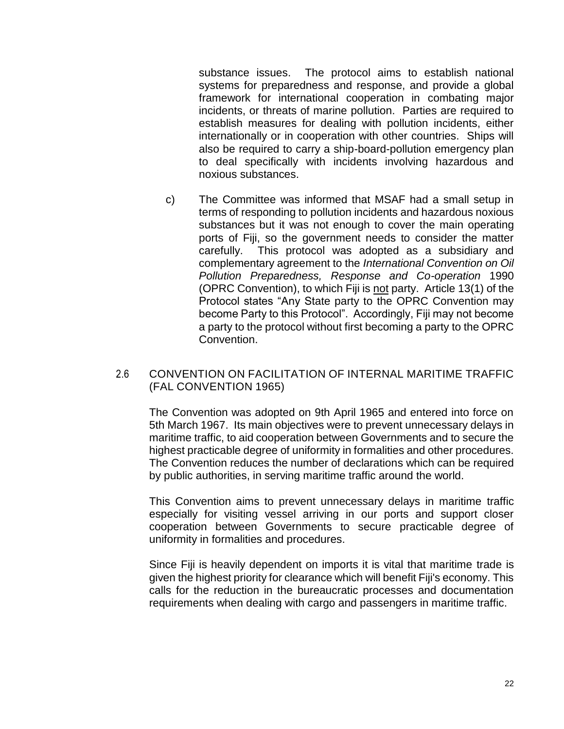substance issues. The protocol aims to establish national systems for preparedness and response, and provide a global framework for international cooperation in combating major incidents, or threats of marine pollution. Parties are required to establish measures for dealing with pollution incidents, either internationally or in cooperation with other countries. Ships will also be required to carry a ship-board-pollution emergency plan to deal specifically with incidents involving hazardous and noxious substances.

c) The Committee was informed that MSAF had a small setup in terms of responding to pollution incidents and hazardous noxious substances but it was not enough to cover the main operating ports of Fiji, so the government needs to consider the matter carefully. This protocol was adopted as a subsidiary and complementary agreement to the *International Convention on Oil Pollution Preparedness, Response and Co-operation* 1990 (OPRC Convention), to which Fiji is <u>not</u> party. Article 13(1) of the Protocol states "Any State party to the OPRC Convention may become Party to this Protocol". Accordingly, Fiji may not become a party to the protocol without first becoming a party to the OPRC Convention.

## 2.6 CONVENTION ON FACILITATION OF INTERNAL MARITIME TRAFFIC (FAL CONVENTION 1965)

The Convention was adopted on 9th April 1965 and entered into force on 5th March 1967. Its main objectives were to prevent unnecessary delays in maritime traffic, to aid cooperation between Governments and to secure the highest practicable degree of uniformity in formalities and other procedures. The Convention reduces the number of declarations which can be required by public authorities, in serving maritime traffic around the world.

This Convention aims to prevent unnecessary delays in maritime traffic especially for visiting vessel arriving in our ports and support closer cooperation between Governments to secure practicable degree of uniformity in formalities and procedures.

Since Fiji is heavily dependent on imports it is vital that maritime trade is given the highest priority for clearance which will benefit Fiji's economy. This calls for the reduction in the bureaucratic processes and documentation requirements when dealing with cargo and passengers in maritime traffic.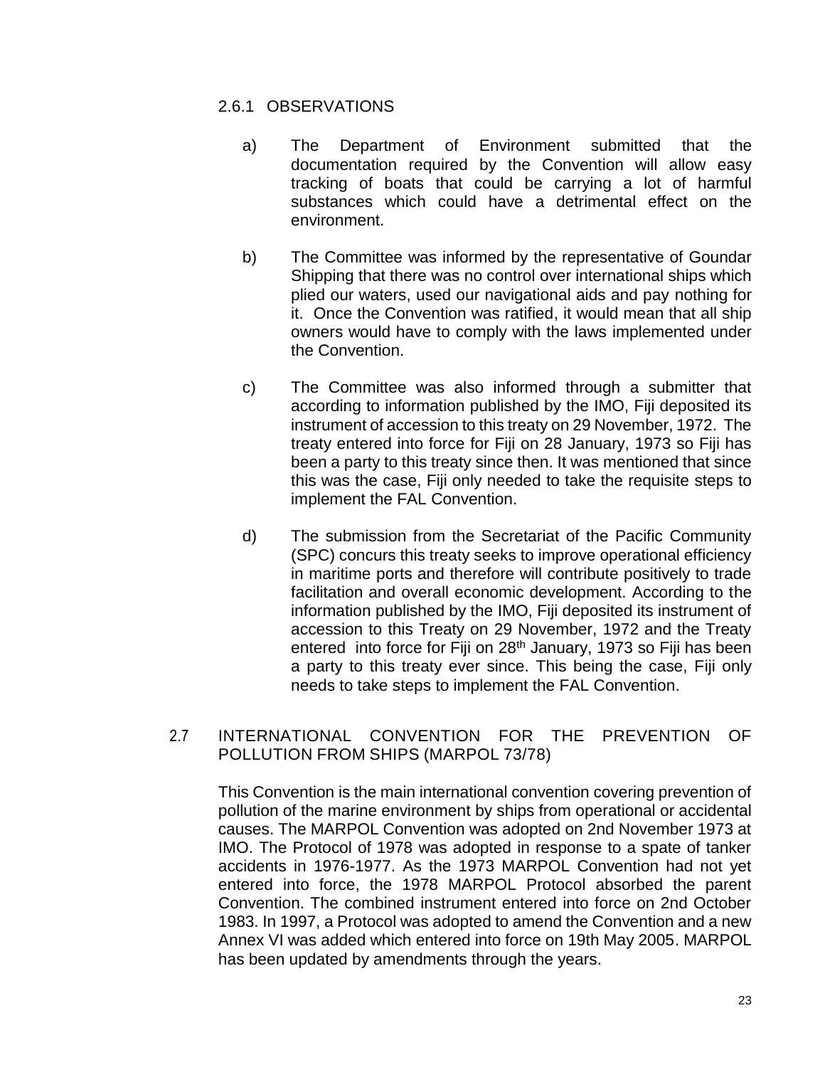### 2.6.1 OBSERVATIONS

a) The Department of Environment submitted that the documentation required by the Convention will allow easy tracking of boats that could be carrying a lot of harmful substances which could have a detrimental effect on the environment.

b) The Committee was informed by the representative of Goundar Shipping that there was no control over international ships which plied our waters, used our navigational aids and pay nothing for it. Once the Convention was ratified, it would mean that all ship owners would have to comply with the laws implemented under the Convention.

c) The Committee was also informed through a submitter that according to information published by the IMO, Fiji deposited its instrument of accession to this treaty on 29 November, 1972. The treaty entered into force for Fiji on 28 January, 1973 so Fiji has been a party to this treaty since then. It was mentioned that since this was the case, Fiji only needed to take the requisite steps to implement the FAL Convention.

d) The submission from the Secretariat of the Pacific Community (SPC) concurs this treaty seeks to improve operational efficiency in maritime ports and therefore will contribute positively to trade facilitation and overall economic development. According to the information published by the IMO, Fiji deposited its instrument of accession to this Treaty on 29 November, 1972 and the Treaty entered into force for Fiji on 28th January, 1973 so Fiji has been a party to this treaty ever since. This being the case, Fiji only needs to take steps to implement the FAL Convention.

## 2.7 INTERNATIONAL CONVENTION FOR THE PREVENTION OF POLLUTION FROM SHIPS (MARPOL 73/78)

This Convention is the main international convention covering prevention of pollution of the marine environment by ships from operational or accidental causes. The MARPOL Convention was adopted on 2nd November 1973 at IMO. The Protocol of 1978 was adopted in response to a spate of tanker accidents in 1976-1977. As the 1973 MARPOL Convention had not yet entered into force, the 1978 MARPOL Protocol absorbed the parent Convention. The combined instrument entered into force on 2nd October 1983. In 1997, a Protocol was adopted to amend the Convention and a new Annex VI was added which entered into force on 19th May 2005. MARPOL has been updated by amendments through the years.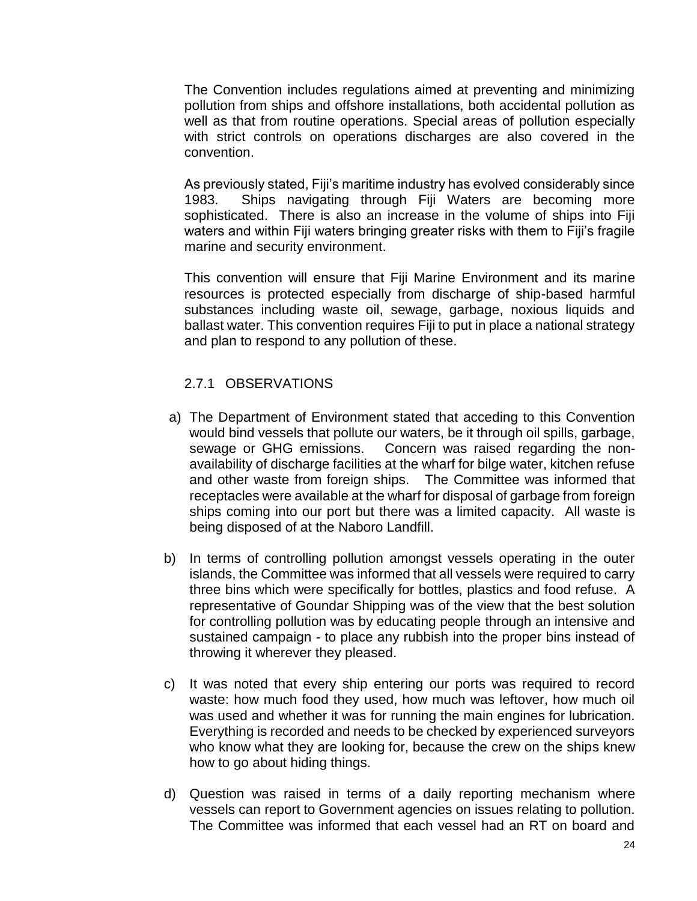The Convention includes regulations aimed at preventing and minimizing pollution from ships and offshore installations, both accidental pollution as well as that from routine operations. Special areas of pollution especially with strict controls on operations discharges are also covered in the convention.

As previously stated, Fiji's maritime industry has evolved considerably since 1983. Ships navigating through Fiji Waters are becoming more sophisticated. There is also an increase in the volume of ships into Fiji waters and within Fiji waters bringing greater risks with them to Fiji's fragile marine and security environment.

This convention will ensure that Fiji Marine Environment and its marine resources is protected especially from discharge of ship-based harmful substances including waste oil, sewage, garbage, noxious liquids and ballast water. This convention requires Fiji to put in place a national strategy and plan to respond to any pollution of these.

### 2.7.1 OBSERVATIONS

a) The Department of Environment stated that acceding to this Convention would bind vessels that pollute our waters, be it through oil spills, garbage, sewage or GHG emissions. Concern was raised regarding the non-availability of discharge facilities at the wharf for bilge water, kitchen refuse and other waste from foreign ships. The Committee was informed that receptacles were available at the wharf for disposal of garbage from foreign ships coming into our port but there was a limited capacity. All waste is being disposed of at the Naboro Landfill.

b) In terms of controlling pollution amongst vessels operating in the outer islands, the Committee was informed that all vessels were required to carry three bins which were specifically for bottles, plastics and food refuse. A representative of Goundar Shipping was of the view that the best solution for controlling pollution was by educating people through an intensive and sustained campaign - to place any rubbish into the proper bins instead of throwing it wherever they pleased.

c) It was noted that every ship entering our ports was required to record waste: how much food they used, how much was leftover, how much oil was used and whether it was for running the main engines for lubrication. Everything is recorded and needs to be checked by experienced surveyors who know what they are looking for, because the crew on the ships knew how to go about hiding things.

d) Question was raised in terms of a daily reporting mechanism where vessels can report to Government agencies on issues relating to pollution. The Committee was informed that each vessel had an RT on board and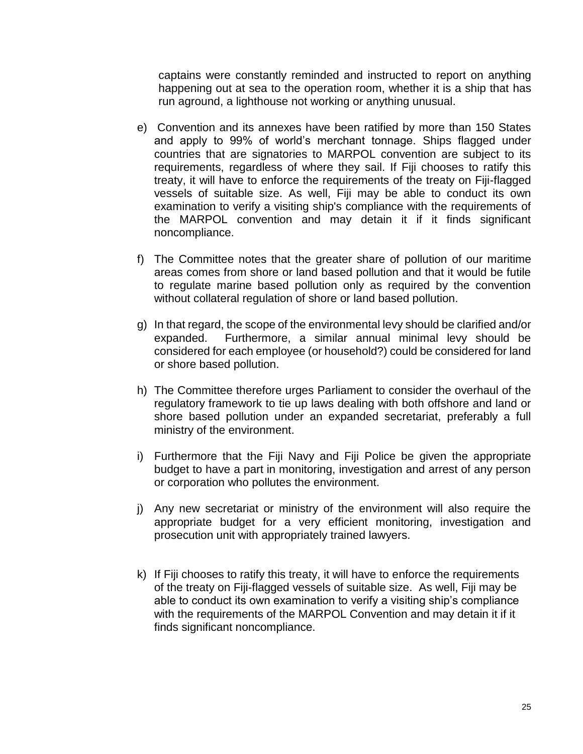captains were constantly reminded and instructed to report on anything happening out at sea to the operation room, whether it is a ship that has run aground, a lighthouse not working or anything unusual.

e) Convention and its annexes have been ratified by more than 150 States and apply to 99% of world's merchant tonnage. Ships flagged under countries that are signatories to MARPOL convention are subject to its requirements, regardless of where they sail. If Fiji chooses to ratify this treaty, it will have to enforce the requirements of the treaty on Fiji-flagged vessels of suitable size. As well, Fiji may be able to conduct its own examination to verify a visiting ship's compliance with the requirements of the MARPOL convention and may detain it if it finds significant noncompliance.

f) The Committee notes that the greater share of pollution of our maritime areas comes from shore or land based pollution and that it would be futile to regulate marine based pollution only as required by the convention without collateral regulation of shore or land based pollution.

g) In that regard, the scope of the environmental levy should be clarified and/or expanded. Furthermore, a similar annual minimal levy should be considered for each employee (or household?) could be considered for land or shore based pollution.

h) The Committee therefore urges Parliament to consider the overhaul of the regulatory framework to tie up laws dealing with both offshore and land or shore based pollution under an expanded secretariat, preferably a full ministry of the environment.

i) Furthermore that the Fiji Navy and Fiji Police be given the appropriate budget to have a part in monitoring, investigation and arrest of any person or corporation who pollutes the environment.

j) Any new secretariat or ministry of the environment will also require the appropriate budget for a very efficient monitoring, investigation and prosecution unit with appropriately trained lawyers.

k) If Fiji chooses to ratify this treaty, it will have to enforce the requirements of the treaty on Fiji-flagged vessels of suitable size. As well, Fiji may be able to conduct its own examination to verify a visiting ship's compliance with the requirements of the MARPOL Convention and may detain it if it finds significant noncompliance.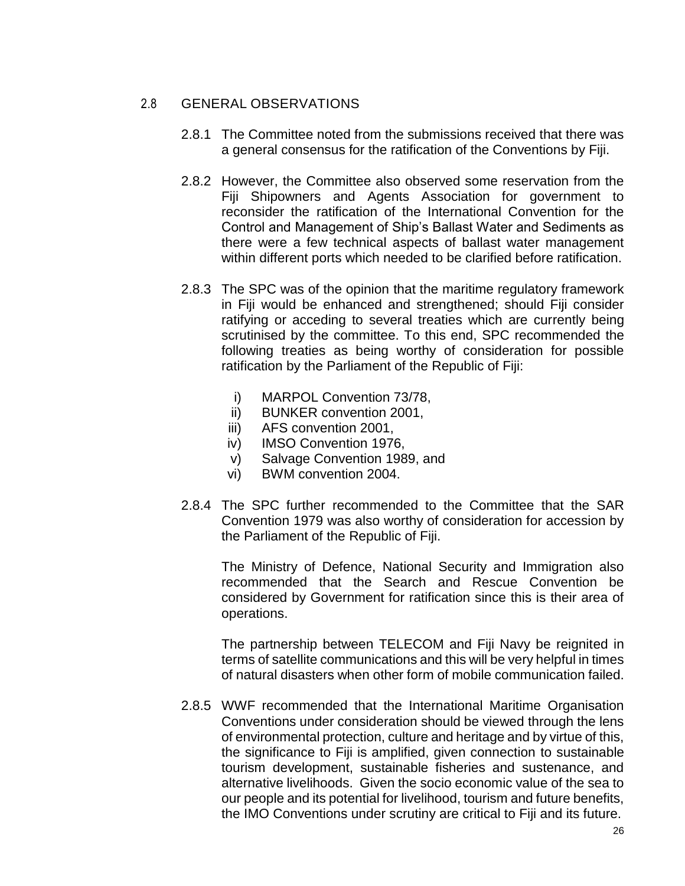## 2.8 GENERAL OBSERVATIONS

2.8.1 The Committee noted from the submissions received that there was a general consensus for the ratification of the Conventions by Fiji.

2.8.2 However, the Committee also observed some reservation from the Fiji Shipowners and Agents Association for government to reconsider the ratification of the International Convention for the Control and Management of Ship's Ballast Water and Sediments as there were a few technical aspects of ballast water management within different ports which needed to be clarified before ratification.

2.8.3 The SPC was of the opinion that the maritime regulatory framework in Fiji would be enhanced and strengthened; should Fiji consider ratifying or acceding to several treaties which are currently being scrutinised by the committee. To this end, SPC recommended the following treaties as being worthy of consideration for possible ratification by the Parliament of the Republic of Fiji:

i) MARPOL Convention 73/78,
ii) BUNKER convention 2001,
iii) AFS convention 2001,
iv) IMSO Convention 1976,
v) Salvage Convention 1989, and
vi) BWM convention 2004.

2.8.4 The SPC further recommended to the Committee that the SAR Convention 1979 was also worthy of consideration for accession by the Parliament of the Republic of Fiji.

The Ministry of Defence, National Security and Immigration also recommended that the Search and Rescue Convention be considered by Government for ratification since this is their area of operations.

The partnership between TELECOM and Fiji Navy be reignited in terms of satellite communications and this will be very helpful in times of natural disasters when other form of mobile communication failed.

2.8.5 WWF recommended that the International Maritime Organisation Conventions under consideration should be viewed through the lens of environmental protection, culture and heritage and by virtue of this, the significance to Fiji is amplified, given connection to sustainable tourism development, sustainable fisheries and sustenance, and alternative livelihoods. Given the socio economic value of the sea to our people and its potential for livelihood, tourism and future benefits, the IMO Conventions under scrutiny are critical to Fiji and its future.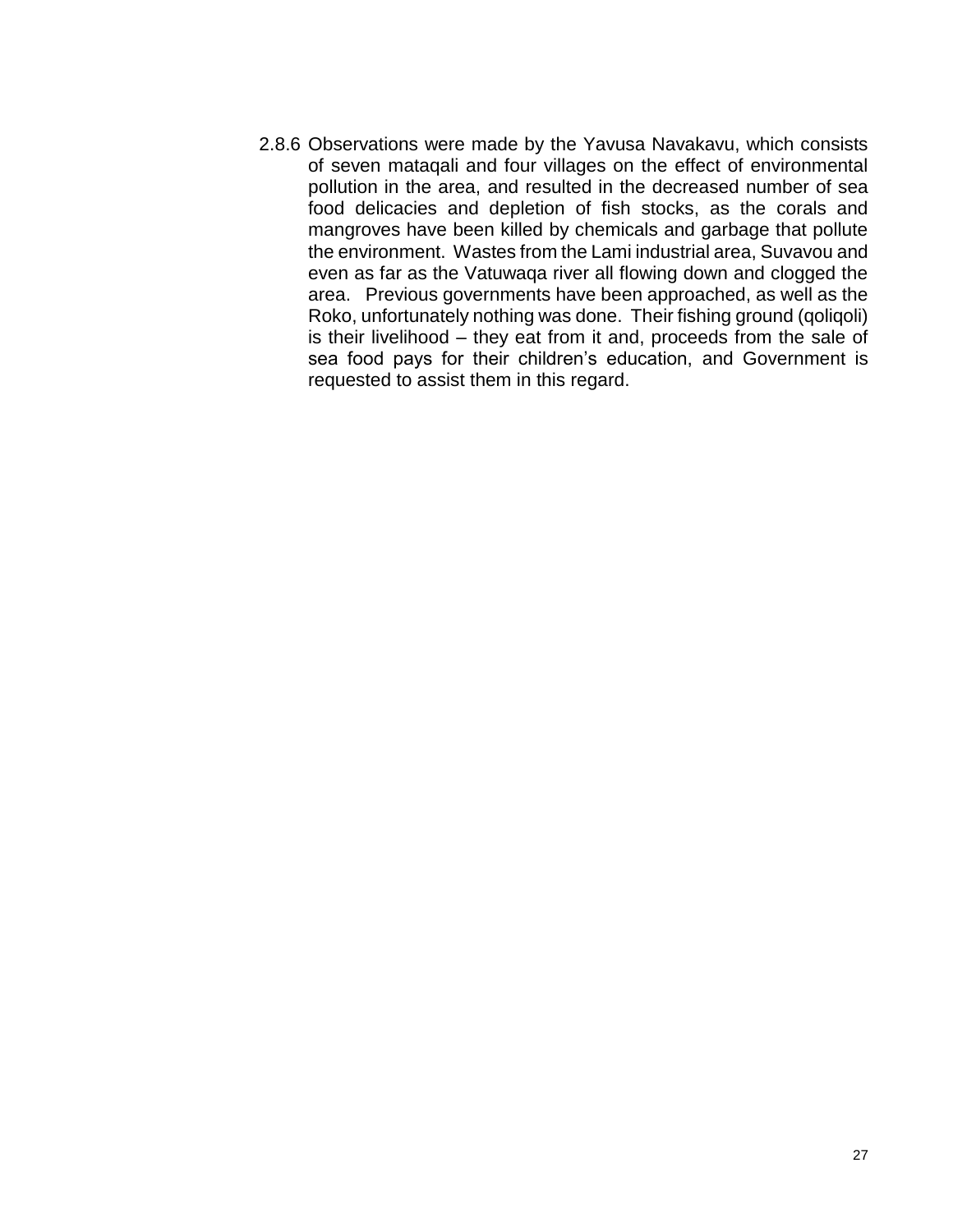2.8.6 Observations were made by the Yavusa Navakavu, which consists of seven mataqali and four villages on the effect of environmental pollution in the area, and resulted in the decreased number of sea food delicacies and depletion of fish stocks, as the corals and mangroves have been killed by chemicals and garbage that pollute the environment. Wastes from the Lami industrial area, Suvavou and even as far as the Vatuwaqa river all flowing down and clogged the area. Previous governments have been approached, as well as the Roko, unfortunately nothing was done. Their fishing ground (qoliqoli) is their livelihood – they eat from it and, proceeds from the sale of sea food pays for their children's education, and Government is requested to assist them in this regard.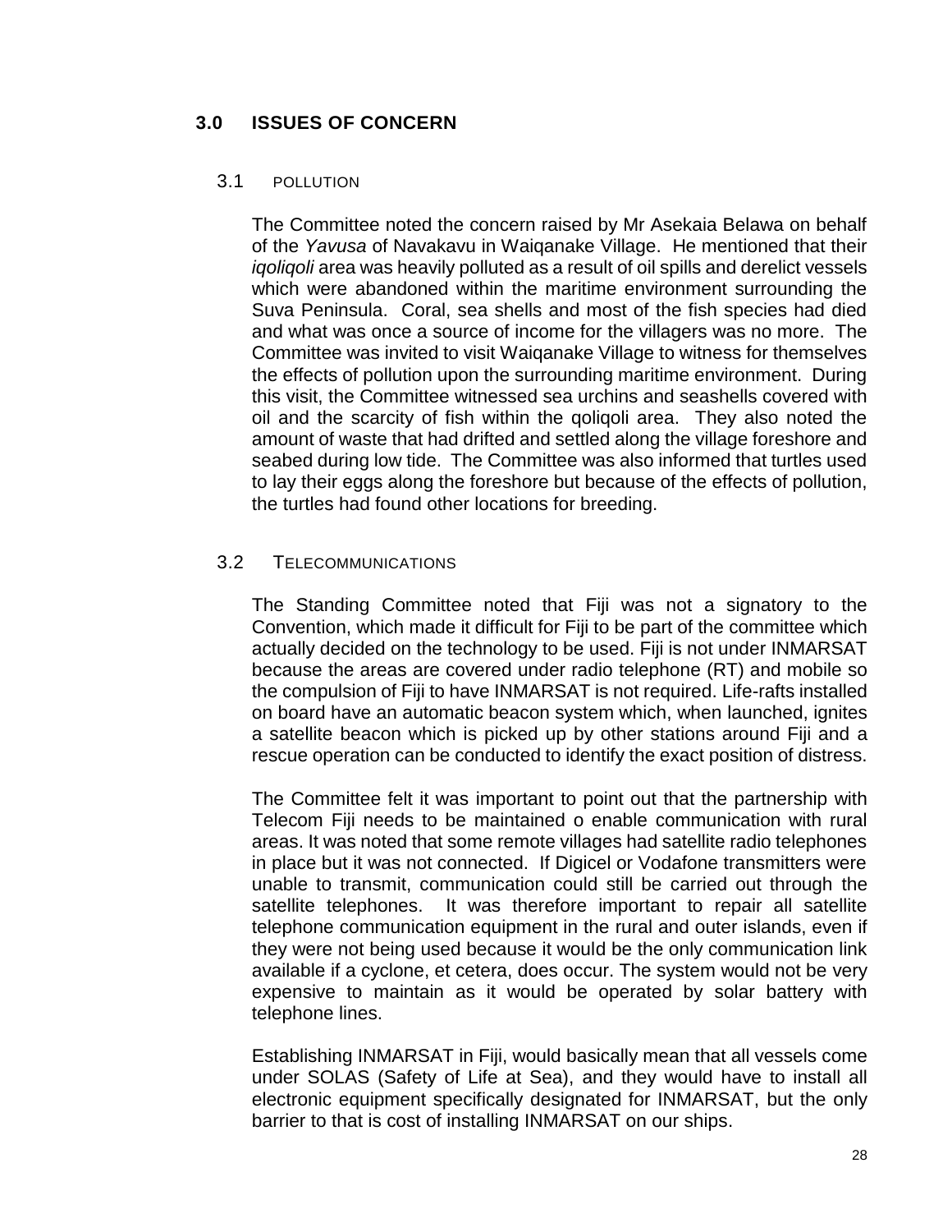## 3.0 ISSUES OF CONCERN

### 3.1 POLLUTION

The Committee noted the concern raised by Mr Asekaia Belawa on behalf of the *Yavusa* of Navakavu in Waiqanake Village. He mentioned that their *iqoliqoli* area was heavily polluted as a result of oil spills and derelict vessels which were abandoned within the maritime environment surrounding the Suva Peninsula. Coral, sea shells and most of the fish species had died and what was once a source of income for the villagers was no more. The Committee was invited to visit Waiqanake Village to witness for themselves the effects of pollution upon the surrounding maritime environment. During this visit, the Committee witnessed sea urchins and seashells covered with oil and the scarcity of fish within the qoliqoli area. They also noted the amount of waste that had drifted and settled along the village foreshore and seabed during low tide. The Committee was also informed that turtles used to lay their eggs along the foreshore but because of the effects of pollution, the turtles had found other locations for breeding.

### 3.2 TELECOMMUNICATIONS

The Standing Committee noted that Fiji was not a signatory to the Convention, which made it difficult for Fiji to be part of the committee which actually decided on the technology to be used. Fiji is not under INMARSAT because the areas are covered under radio telephone (RT) and mobile so the compulsion of Fiji to have INMARSAT is not required. Life-rafts installed on board have an automatic beacon system which, when launched, ignites a satellite beacon which is picked up by other stations around Fiji and a rescue operation can be conducted to identify the exact position of distress.

The Committee felt it was important to point out that the partnership with Telecom Fiji needs to be maintained o enable communication with rural areas. It was noted that some remote villages had satellite radio telephones in place but it was not connected. If Digicel or Vodafone transmitters were unable to transmit, communication could still be carried out through the satellite telephones. It was therefore important to repair all satellite telephone communication equipment in the rural and outer islands, even if they were not being used because it would be the only communication link available if a cyclone, et cetera, does occur. The system would not be very expensive to maintain as it would be operated by solar battery with telephone lines.

Establishing INMARSAT in Fiji, would basically mean that all vessels come under SOLAS (Safety of Life at Sea), and they would have to install all electronic equipment specifically designated for INMARSAT, but the only barrier to that is cost of installing INMARSAT on our ships.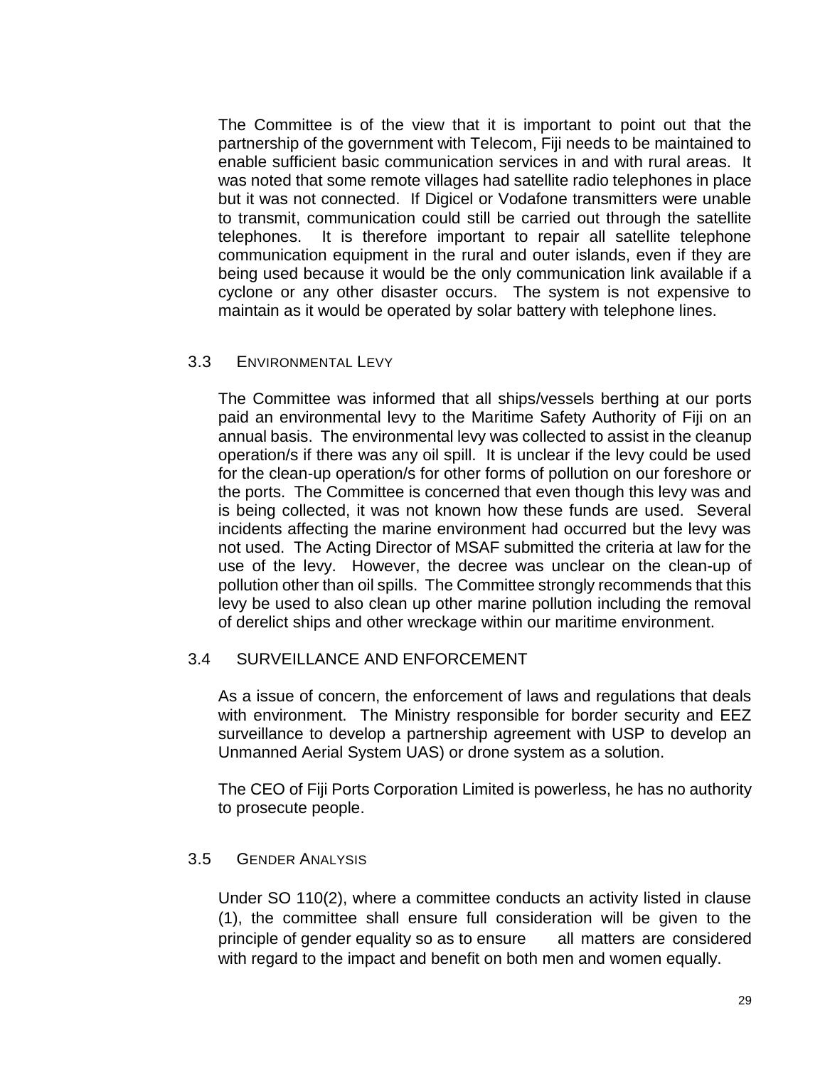The Committee is of the view that it is important to point out that the partnership of the government with Telecom, Fiji needs to be maintained to enable sufficient basic communication services in and with rural areas. It was noted that some remote villages had satellite radio telephones in place but it was not connected. If Digicel or Vodafone transmitters were unable to transmit, communication could still be carried out through the satellite telephones. It is therefore important to repair all satellite telephone communication equipment in the rural and outer islands, even if they are being used because it would be the only communication link available if a cyclone or any other disaster occurs. The system is not expensive to maintain as it would be operated by solar battery with telephone lines.

### 3.3 ENVIRONMENTAL LEVY

The Committee was informed that all ships/vessels berthing at our ports paid an environmental levy to the Maritime Safety Authority of Fiji on an annual basis. The environmental levy was collected to assist in the cleanup operation/s if there was any oil spill. It is unclear if the levy could be used for the clean-up operation/s for other forms of pollution on our foreshore or the ports. The Committee is concerned that even though this levy was and is being collected, it was not known how these funds are used. Several incidents affecting the marine environment had occurred but the levy was not used. The Acting Director of MSAF submitted the criteria at law for the use of the levy. However, the decree was unclear on the clean-up of pollution other than oil spills. The Committee strongly recommends that this levy be used to also clean up other marine pollution including the removal of derelict ships and other wreckage within our maritime environment.

### 3.4 SURVEILLANCE AND ENFORCEMENT

As a issue of concern, the enforcement of laws and regulations that deals with environment. The Ministry responsible for border security and EEZ surveillance to develop a partnership agreement with USP to develop an Unmanned Aerial System UAS) or drone system as a solution.

The CEO of Fiji Ports Corporation Limited is powerless, he has no authority to prosecute people.

### 3.5 GENDER ANALYSIS

Under SO 110(2), where a committee conducts an activity listed in clause (1), the committee shall ensure full consideration will be given to the principle of gender equality so as to ensure all matters are considered with regard to the impact and benefit on both men and women equally.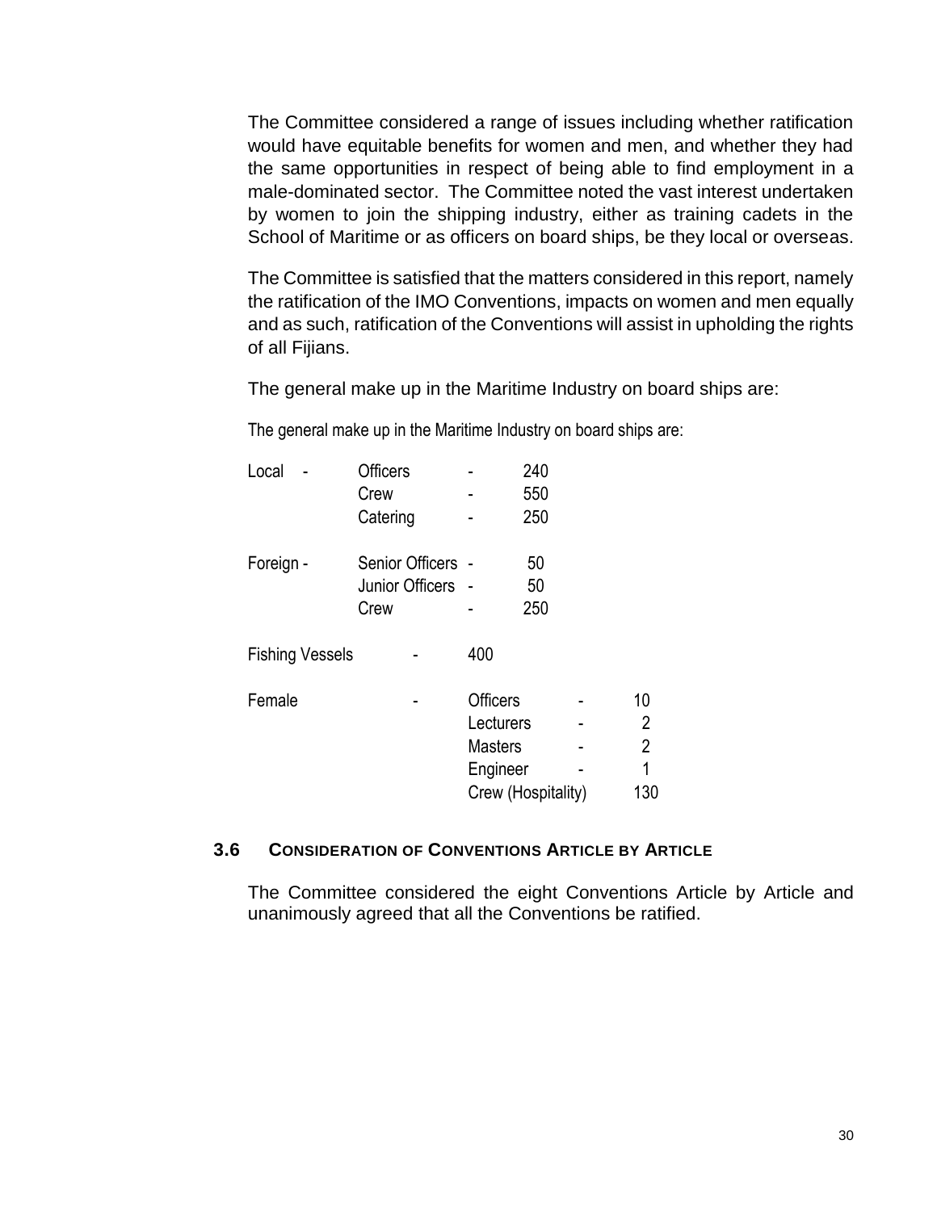The Committee considered a range of issues including whether ratification would have equitable benefits for women and men, and whether they had the same opportunities in respect of being able to find employment in a male-dominated sector. The Committee noted the vast interest undertaken by women to join the shipping industry, either as training cadets in the School of Maritime or as officers on board ships, be they local or overseas.

The Committee is satisfied that the matters considered in this report, namely the ratification of the IMO Conventions, impacts on women and men equally and as such, ratification of the Conventions will assist in upholding the rights of all Fijians.

The general make up in the Maritime Industry on board ships are:

The general make up in the Maritime Industry on board ships are:

| | | | | | | |
|---|---|---|---|---|---|---|
| Local | - | Officers | - | 240 | | |
| | | Crew | - | 550 | | |
| | | Catering | - | 250 | | |
| Foreign | - | Senior Officers | - | 50 | | |
| | | Junior Officers | - | 50 | | |
| | | Crew | - | 250 | | |
| Fishing Vessels | - | 400 | | | | |
| Female | - | Officers | - | 10 | | |
| | | Lecturers | - | 2 | | |
| | | Masters | - | 2 | | |
| | | Engineer | - | 1 | | |
| | | Crew (Hospitality) | | 130 | | |

### 3.6 CONSIDERATION OF CONVENTIONS ARTICLE BY ARTICLE

The Committee considered the eight Conventions Article by Article and unanimously agreed that all the Conventions be ratified.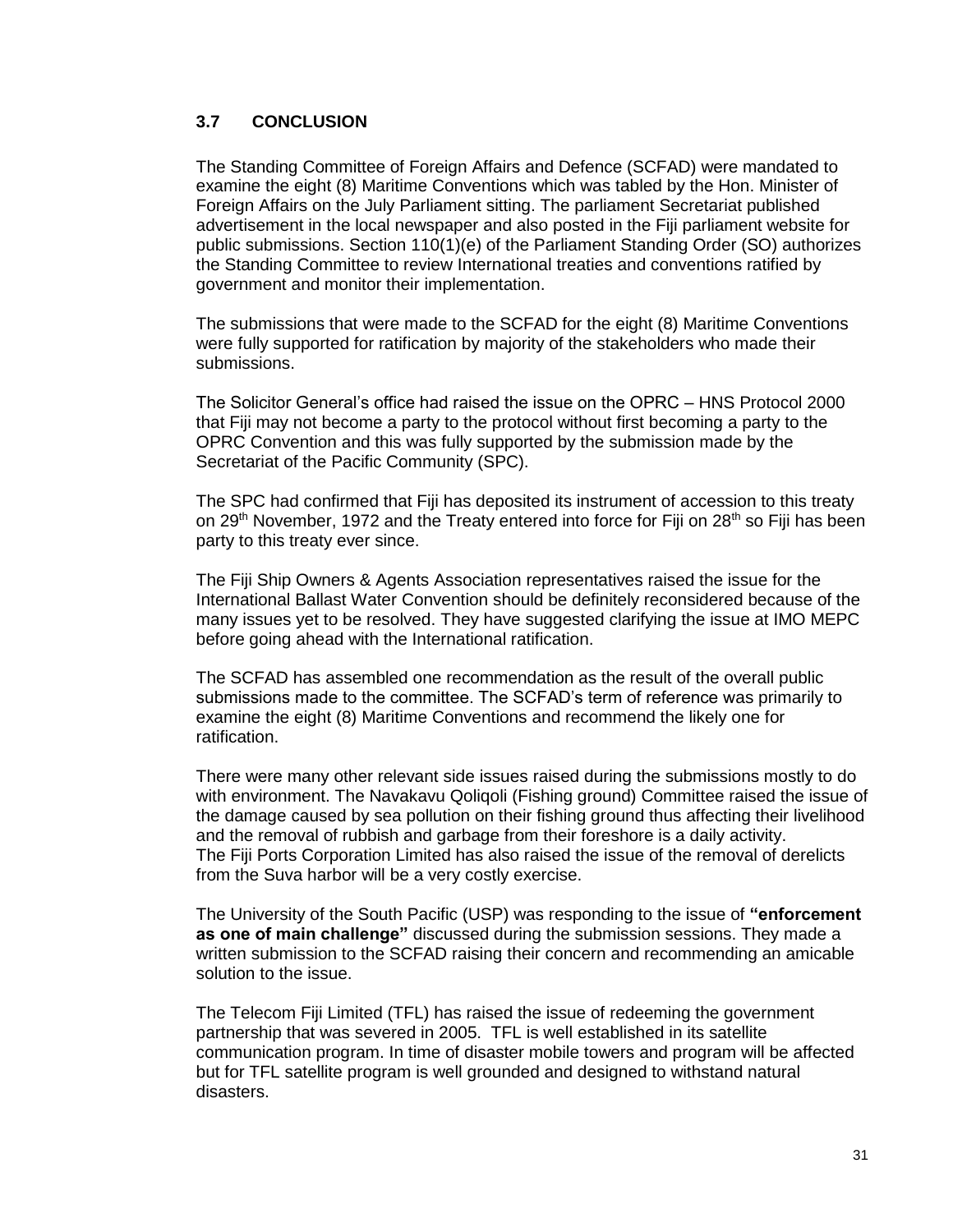### 3.7 CONCLUSION

The Standing Committee of Foreign Affairs and Defence (SCFAD) were mandated to examine the eight (8) Maritime Conventions which was tabled by the Hon. Minister of Foreign Affairs on the July Parliament sitting. The parliament Secretariat published advertisement in the local newspaper and also posted in the Fiji parliament website for public submissions. Section 110(1)(e) of the Parliament Standing Order (SO) authorizes the Standing Committee to review International treaties and conventions ratified by government and monitor their implementation.

The submissions that were made to the SCFAD for the eight (8) Maritime Conventions were fully supported for ratification by majority of the stakeholders who made their submissions.

The Solicitor General's office had raised the issue on the OPRC – HNS Protocol 2000 that Fiji may not become a party to the protocol without first becoming a party to the OPRC Convention and this was fully supported by the submission made by the Secretariat of the Pacific Community (SPC).

The SPC had confirmed that Fiji has deposited its instrument of accession to this treaty on 29th November, 1972 and the Treaty entered into force for Fiji on 28th so Fiji has been party to this treaty ever since.

The Fiji Ship Owners & Agents Association representatives raised the issue for the International Ballast Water Convention should be definitely reconsidered because of the many issues yet to be resolved. They have suggested clarifying the issue at IMO MEPC before going ahead with the International ratification.

The SCFAD has assembled one recommendation as the result of the overall public submissions made to the committee. The SCFAD's term of reference was primarily to examine the eight (8) Maritime Conventions and recommend the likely one for ratification.

There were many other relevant side issues raised during the submissions mostly to do with environment. The Navakavu Qoliqoli (Fishing ground) Committee raised the issue of the damage caused by sea pollution on their fishing ground thus affecting their livelihood and the removal of rubbish and garbage from their foreshore is a daily activity.
The Fiji Ports Corporation Limited has also raised the issue of the removal of derelicts from the Suva harbor will be a very costly exercise.

The University of the South Pacific (USP) was responding to the issue of **"enforcement as one of main challenge"** discussed during the submission sessions. They made a written submission to the SCFAD raising their concern and recommending an amicable solution to the issue.

The Telecom Fiji Limited (TFL) has raised the issue of redeeming the government partnership that was severed in 2005. TFL is well established in its satellite communication program. In time of disaster mobile towers and program will be affected but for TFL satellite program is well grounded and designed to withstand natural disasters.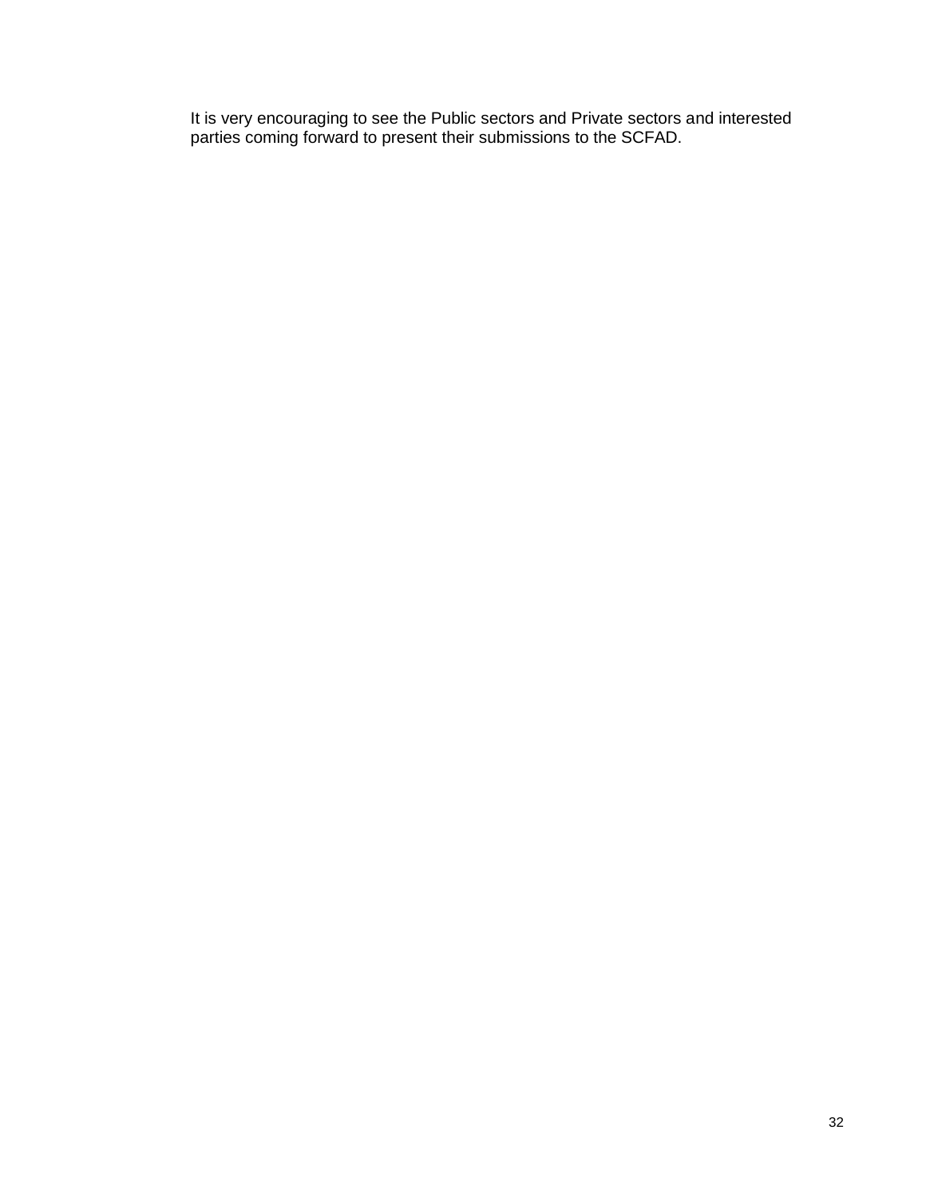It is very encouraging to see the Public sectors and Private sectors and interested parties coming forward to present their submissions to the SCFAD.